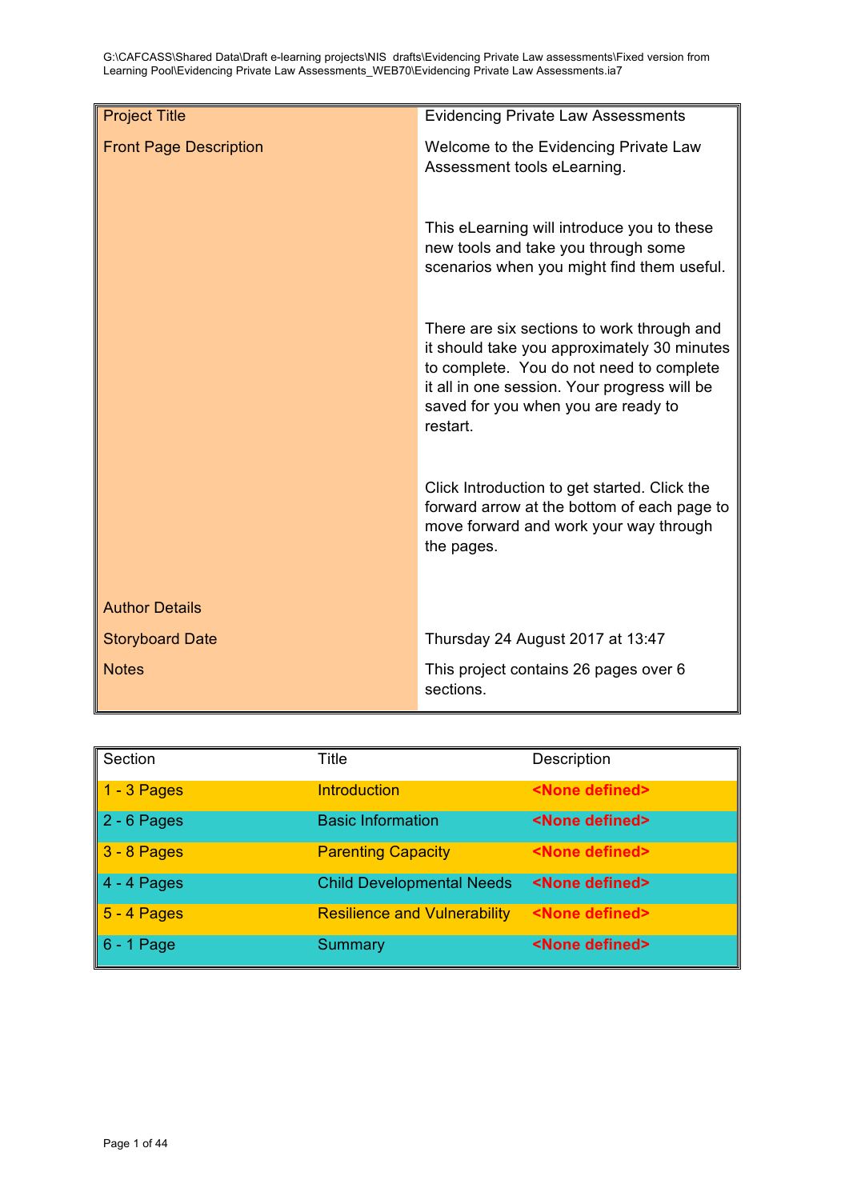G:\CAFCASS\Shared Data\Draft e-learning projects\NIS drafts\Evidencing Private Law assessments\Fixed version from Learning Pool\Evidencing Private Law Assessments_WEB70\Evidencing Private Law Assessments.ia7

| Project Title | Evidencing Private Law Assessments |
|---|---|
| Front Page Description | Welcome to the Evidencing Private Law Assessment tools eLearning.<br><br>This eLearning will introduce you to these new tools and take you through some scenarios when you might find them useful.<br><br>There are six sections to work through and it should take you approximately 30 minutes to complete. You do not need to complete it all in one session. Your progress will be saved for you when you are ready to restart.<br><br>Click Introduction to get started. Click the forward arrow at the bottom of each page to move forward and work your way through the pages. |
| Author Details | |
| Storyboard Date | Thursday 24 August 2017 at 13:47 |
| Notes | This project contains 26 pages over 6 sections. |

| Section | Title | Description |
|---|---|---|
| 1 - 3 Pages | Introduction | **<None defined>** |
| 2 - 6 Pages | Basic Information | **<None defined>** |
| 3 - 8 Pages | Parenting Capacity | **<None defined>** |
| 4 - 4 Pages | Child Developmental Needs | **<None defined>** |
| 5 - 4 Pages | Resilience and Vulnerability | **<None defined>** |
| 6 - 1 Page | Summary | **<None defined>** |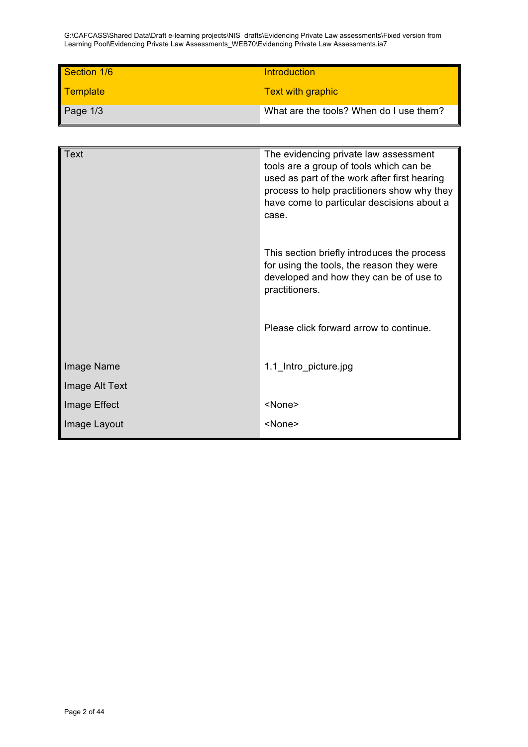| Section 1/6 | Introduction |
| --- | --- |
| Template | Text with graphic |
| Page 1/3 | What are the tools? When do I use them? |

| Text | The evidencing private law assessment tools are a group of tools which can be used as part of the work after first hearing process to help practitioners show why they have come to particular descisions about a case.<br><br>This section briefly introduces the process for using the tools, the reason they were developed and how they can be of use to practitioners.<br><br>Please click forward arrow to continue. |
| --- | --- |
| Image Name | 1.1_Intro_picture.jpg |
| Image Alt Text | |
| Image Effect | <None> |
| Image Layout | <None> |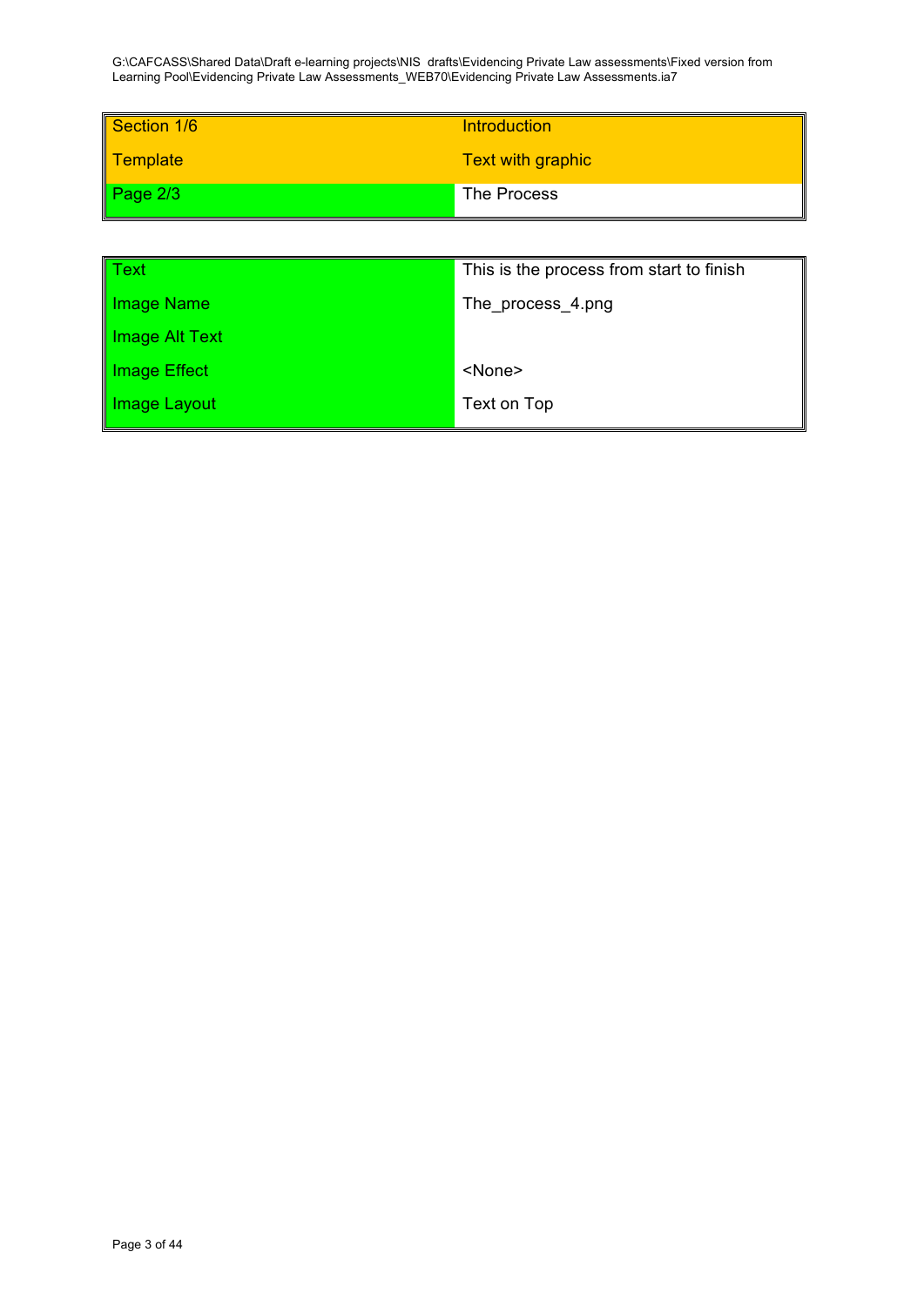| Section 1/6 | Introduction |
| --- | --- |
| Template | Text with graphic |
| Page 2/3 | The Process |

| Text | This is the process from start to finish |
| --- | --- |
| Image Name | The_process_4.png |
| Image Alt Text | |
| Image Effect | <None> |
| Image Layout | Text on Top |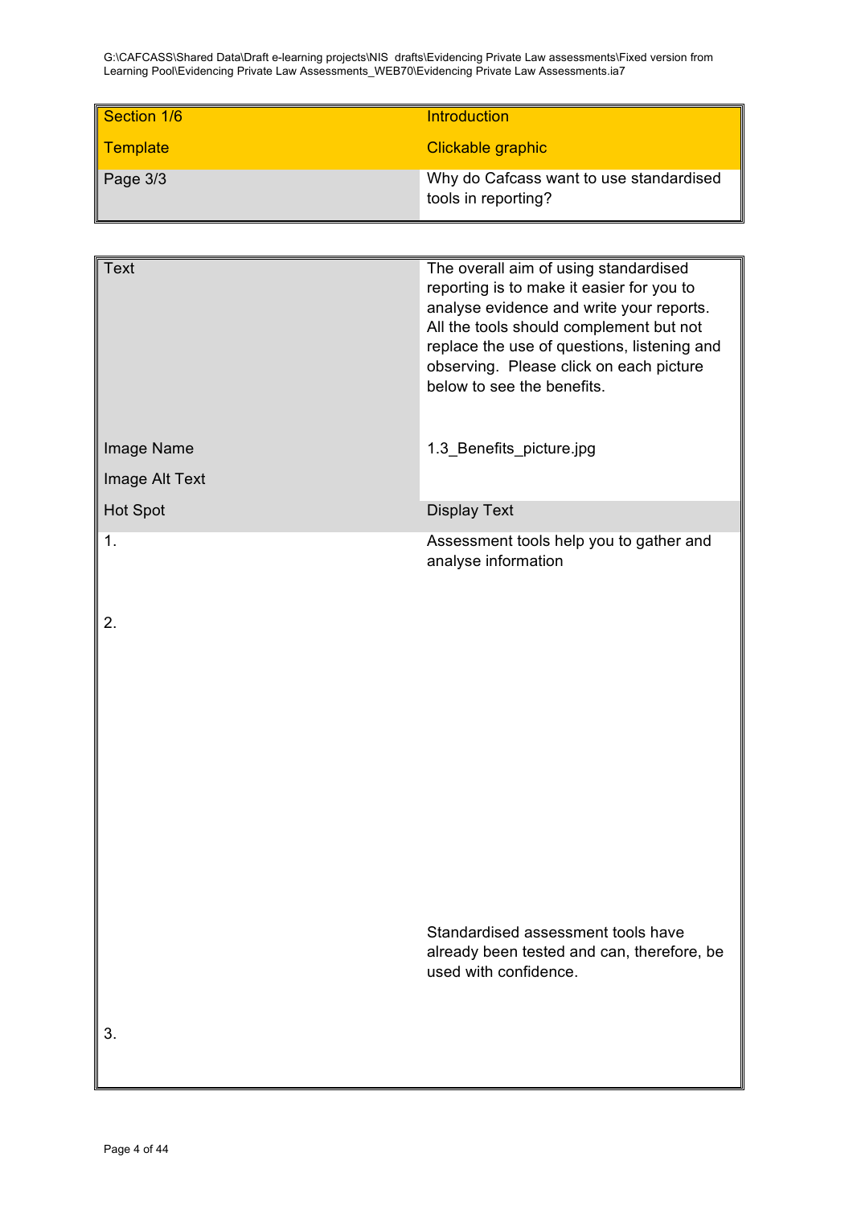| Section 1/6 | Introduction |
|---|---|
| Template | Clickable graphic |
| Page 3/3 | Why do Cafcass want to use standardised tools in reporting? |

| Text | The overall aim of using standardised reporting is to make it easier for you to analyse evidence and write your reports. All the tools should complement but not replace the use of questions, listening and observing. Please click on each picture below to see the benefits. |
|---|---|
| Image Name | 1.3_Benefits_picture.jpg |
| Image Alt Text | |
| Hot Spot | Display Text |
| 1. | Assessment tools help you to gather and analyse information |
| 2. | Standardised assessment tools have already been tested and can, therefore, be used with confidence. |
| 3. | |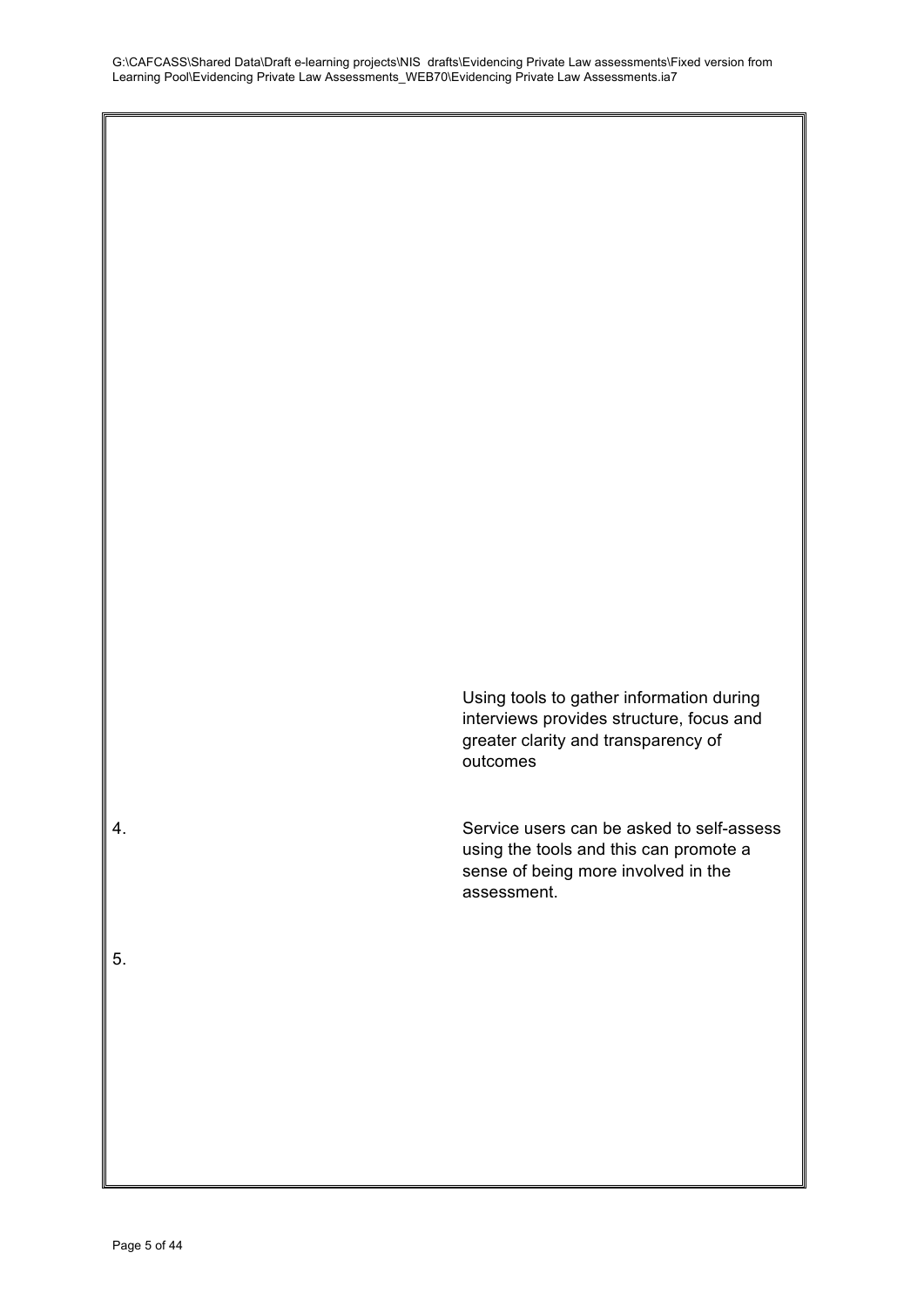Using tools to gather information during interviews provides structure, focus and greater clarity and transparency of outcomes

4. Service users can be asked to self-assess using the tools and this can promote a sense of being more involved in the assessment.

5.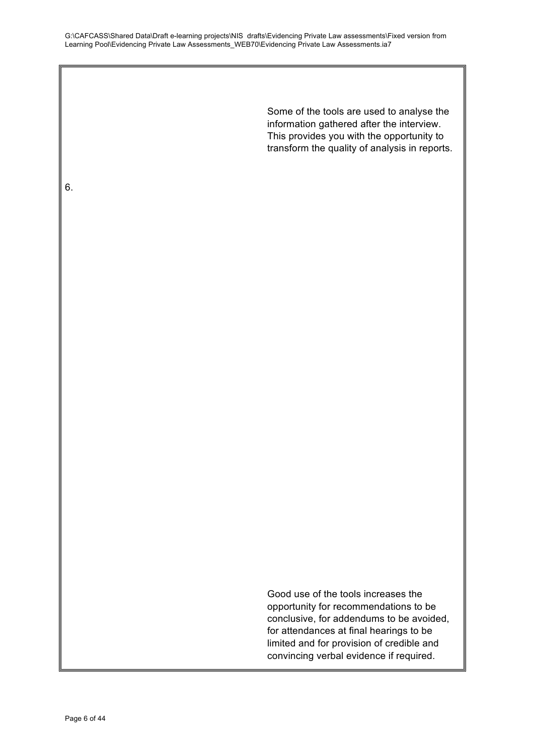Some of the tools are used to analyse the information gathered after the interview. This provides you with the opportunity to transform the quality of analysis in reports.

6.

Good use of the tools increases the opportunity for recommendations to be conclusive, for addendums to be avoided, for attendances at final hearings to be limited and for provision of credible and convincing verbal evidence if required.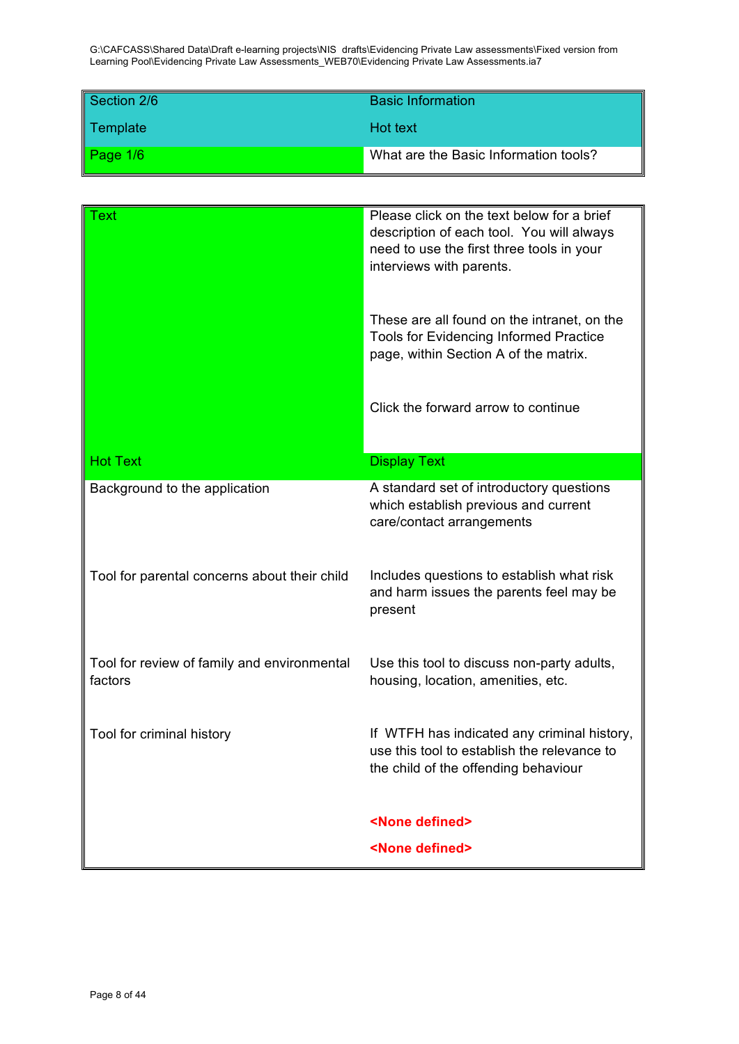| Section 2/6 | Basic Information |
|---|---|
| Template | Hot text |
| Page 1/6 | What are the Basic Information tools? |

| Text | Please click on the text below for a brief description of each tool. You will always need to use the first three tools in your interviews with parents.<br><br>These are all found on the intranet, on the Tools for Evidencing Informed Practice page, within Section A of the matrix.<br><br>Click the forward arrow to continue |
|---|---|
| **Hot Text** | **Display Text** |
| Background to the application | A standard set of introductory questions which establish previous and current care/contact arrangements |
| Tool for parental concerns about their child | Includes questions to establish what risk and harm issues the parents feel may be present |
| Tool for review of family and environmental factors | Use this tool to discuss non-party adults, housing, location, amenities, etc. |
| Tool for criminal history | If WTFH has indicated any criminal history, use this tool to establish the relevance to the child of the offending behaviour |
| | **<None defined>** |
| | **<None defined>** |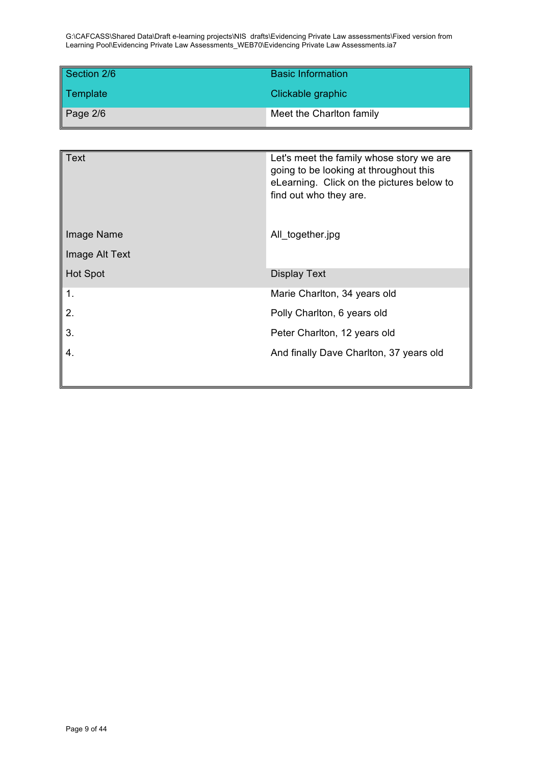G:\CAFCASS\Shared Data\Draft e-learning projects\NIS  drafts\Evidencing Private Law assessments\Fixed version from Learning Pool\Evidencing Private Law Assessments_WEB70\Evidencing Private Law Assessments.ia7

| Section 2/6 | Basic Information |
|---|---|
| Template | Clickable graphic |
| Page 2/6 | Meet the Charlton family |

| Text | Let's meet the family whose story we are going to be looking at throughout this eLearning.  Click on the pictures below to find out who they are. |
|---|---|
| Image Name | All_together.jpg |
| Image Alt Text | |
| Hot Spot | Display Text |
| 1. | Marie Charlton, 34 years old |
| 2. | Polly Charlton, 6 years old |
| 3. | Peter Charlton, 12 years old |
| 4. | And finally Dave Charlton, 37 years old |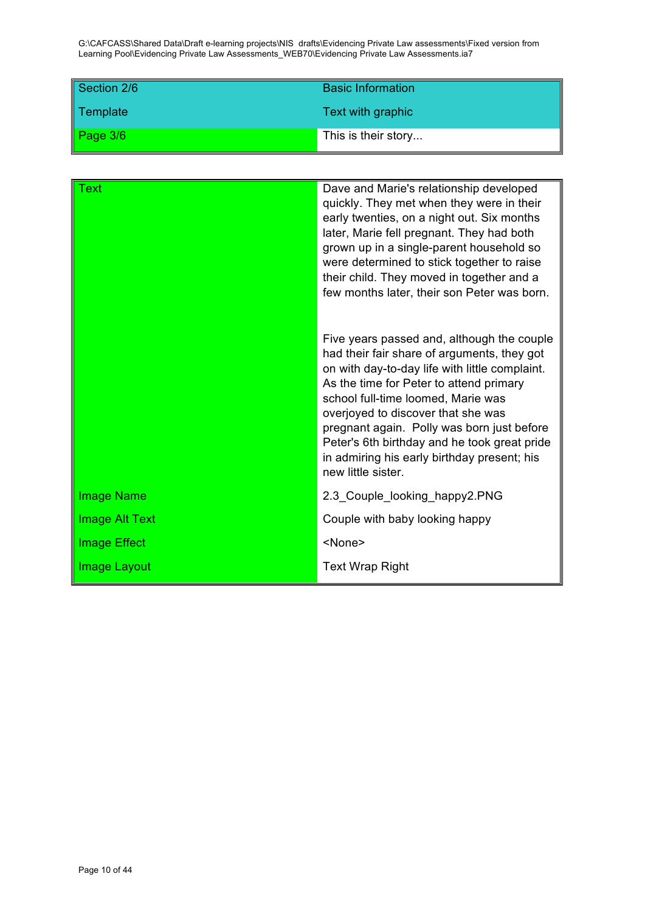G:\CAFCASS\Shared Data\Draft e-learning projects\NIS drafts\Evidencing Private Law assessments\Fixed version from Learning Pool\Evidencing Private Law Assessments_WEB70\Evidencing Private Law Assessments.ia7

| Section 2/6 | Basic Information |
|---|---|
| Template | Text with graphic |
| Page 3/6 | This is their story... |

| Text | Dave and Marie's relationship developed quickly. They met when they were in their early twenties, on a night out. Six months later, Marie fell pregnant. They had both grown up in a single-parent household so were determined to stick together to raise their child. They moved in together and a few months later, their son Peter was born.<br><br>Five years passed and, although the couple had their fair share of arguments, they got on with day-to-day life with little complaint. As the time for Peter to attend primary school full-time loomed, Marie was overjoyed to discover that she was pregnant again. Polly was born just before Peter's 6th birthday and he took great pride in admiring his early birthday present; his new little sister. |
|---|---|
| Image Name | 2.3_Couple_looking_happy2.PNG |
| Image Alt Text | Couple with baby looking happy |
| Image Effect | <None> |
| Image Layout | Text Wrap Right |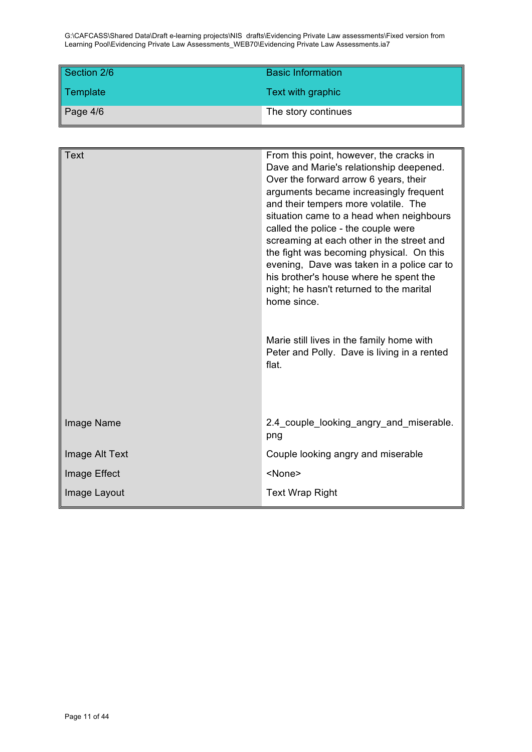| Section 2/6 | Basic Information |
|---|---|
| Template | Text with graphic |
| Page 4/6 | The story continues |

| | |
|---|---|
| Text | From this point, however, the cracks in Dave and Marie's relationship deepened. Over the forward arrow 6 years, their arguments became increasingly frequent and their tempers more volatile. The situation came to a head when neighbours called the police - the couple were screaming at each other in the street and the fight was becoming physical. On this evening, Dave was taken in a police car to his brother's house where he spent the night; he hasn't returned to the marital home since.<br><br>Marie still lives in the family home with Peter and Polly. Dave is living in a rented flat. |
| Image Name | 2.4_couple_looking_angry_and_miserable.png |
| Image Alt Text | Couple looking angry and miserable |
| Image Effect | <None> |
| Image Layout | Text Wrap Right |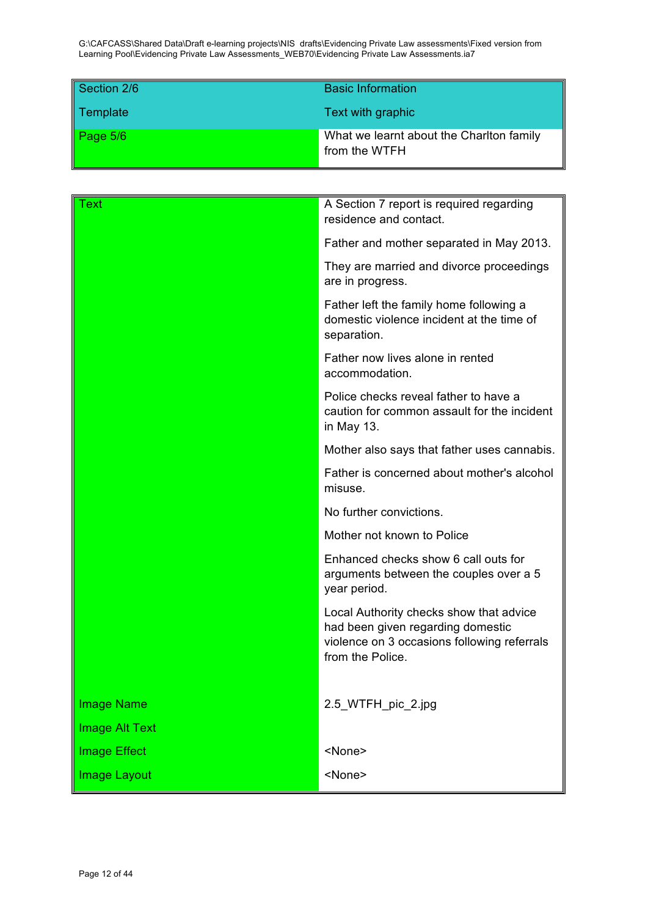G:\CAFCASS\Shared Data\Draft e-learning projects\NIS drafts\Evidencing Private Law assessments\Fixed version from Learning Pool\Evidencing Private Law Assessments_WEB70\Evidencing Private Law Assessments.ia7

| Section 2/6 | Basic Information |
| --- | --- |
| Template | Text with graphic |
| Page 5/6 | What we learnt about the Charlton family from the WTFH |

| | |
| --- | --- |
| Text | A Section 7 report is required regarding residence and contact.<br><br>Father and mother separated in May 2013.<br><br>They are married and divorce proceedings are in progress.<br><br>Father left the family home following a domestic violence incident at the time of separation.<br><br>Father now lives alone in rented accommodation.<br><br>Police checks reveal father to have a caution for common assault for the incident in May 13.<br><br>Mother also says that father uses cannabis.<br><br>Father is concerned about mother's alcohol misuse.<br><br>No further convictions.<br><br>Mother not known to Police<br><br>Enhanced checks show 6 call outs for arguments between the couples over a 5 year period.<br><br>Local Authority checks show that advice had been given regarding domestic violence on 3 occasions following referrals from the Police. |
| Image Name | 2.5_WTFH_pic_2.jpg |
| Image Alt Text | |
| Image Effect | <None> |
| Image Layout | <None> |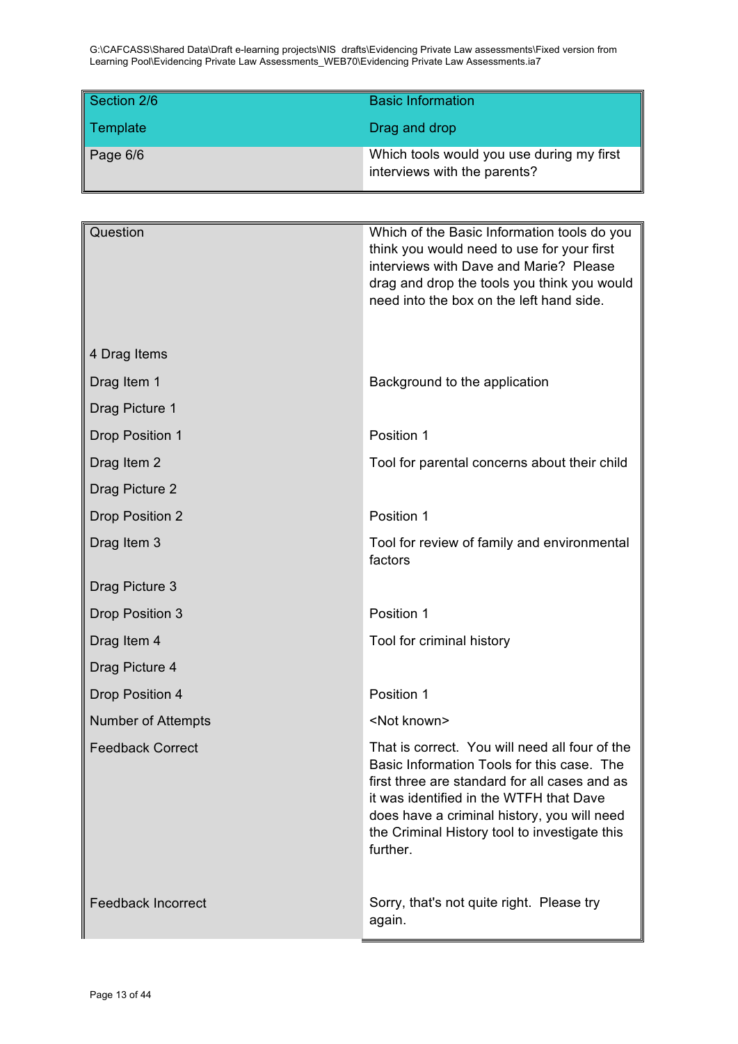| Section 2/6 | Basic Information |
|---|---|
| Template | Drag and drop |
| Page 6/6 | Which tools would you use during my first interviews with the parents? |

| Question | Which of the Basic Information tools do you think you would need to use for your first interviews with Dave and Marie? Please drag and drop the tools you think you would need into the box on the left hand side. |
|---|---|
| 4 Drag Items | |
| Drag Item 1 | Background to the application |
| Drag Picture 1 | |
| Drop Position 1 | Position 1 |
| Drag Item 2 | Tool for parental concerns about their child |
| Drag Picture 2 | |
| Drop Position 2 | Position 1 |
| Drag Item 3 | Tool for review of family and environmental factors |
| Drag Picture 3 | |
| Drop Position 3 | Position 1 |
| Drag Item 4 | Tool for criminal history |
| Drag Picture 4 | |
| Drop Position 4 | Position 1 |
| Number of Attempts | <Not known> |
| Feedback Correct | That is correct. You will need all four of the Basic Information Tools for this case. The first three are standard for all cases and as it was identified in the WTFH that Dave does have a criminal history, you will need the Criminal History tool to investigate this further. |
| Feedback Incorrect | Sorry, that's not quite right. Please try again. |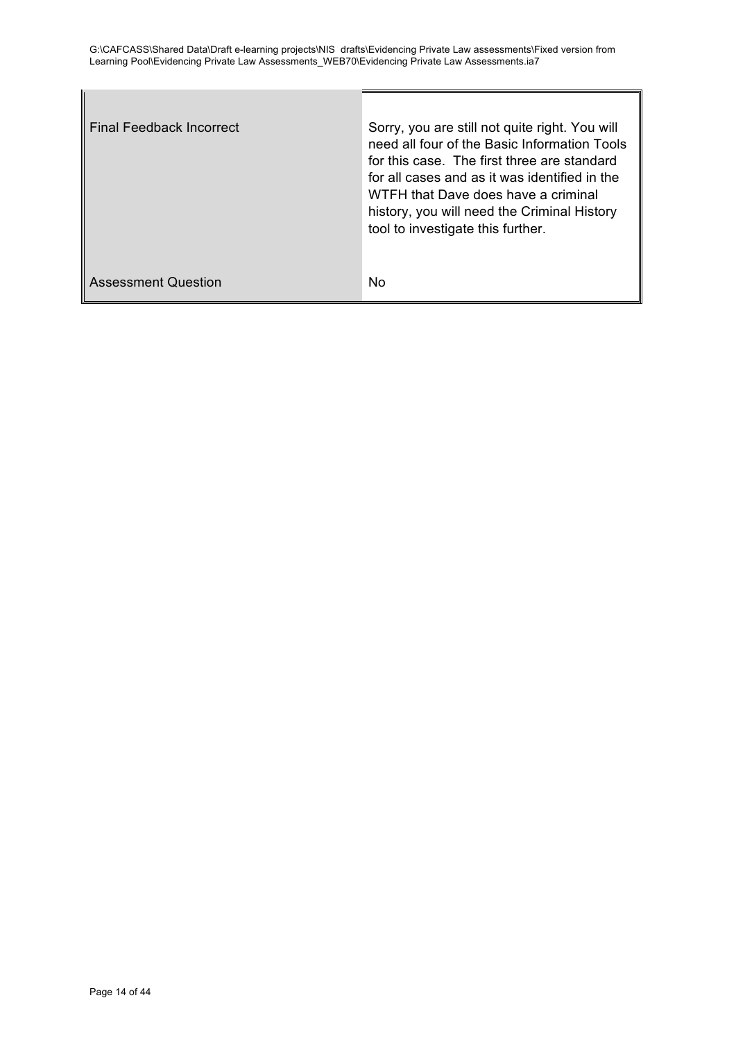| | |
|---|---|
| Final Feedback Incorrect | Sorry, you are still not quite right. You will need all four of the Basic Information Tools for this case. The first three are standard for all cases and as it was identified in the WTFH that Dave does have a criminal history, you will need the Criminal History tool to investigate this further. |
| Assessment Question | No |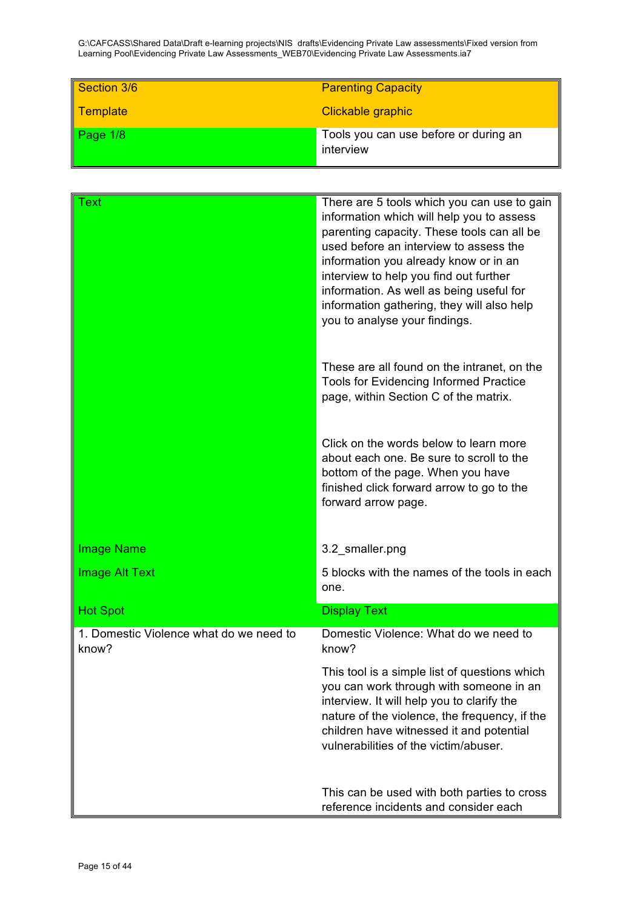G:\CAFCASS\Shared Data\Draft e-learning projects\NIS drafts\Evidencing Private Law assessments\Fixed version from Learning Pool\Evidencing Private Law Assessments_WEB70\Evidencing Private Law Assessments.ia7

| Section 3/6 | Parenting Capacity |
|---|---|
| Template | Clickable graphic |
| Page 1/8 | Tools you can use before or during an interview |

| Text | There are 5 tools which you can use to gain information which will help you to assess parenting capacity. These tools can all be used before an interview to assess the information you already know or in an interview to help you find out further information. As well as being useful for information gathering, they will also help you to analyse your findings.<br><br>These are all found on the intranet, on the Tools for Evidencing Informed Practice page, within Section C of the matrix.<br><br>Click on the words below to learn more about each one. Be sure to scroll to the bottom of the page. When you have finished click forward arrow to go to the forward arrow page. |
|---|---|
| Image Name | 3.2_smaller.png |
| Image Alt Text | 5 blocks with the names of the tools in each one. |
| Hot Spot | Display Text |
| 1. Domestic Violence what do we need to know? | Domestic Violence: What do we need to know?<br><br>This tool is a simple list of questions which you can work through with someone in an interview. It will help you to clarify the nature of the violence, the frequency, if the children have witnessed it and potential vulnerabilities of the victim/abuser.<br><br>This can be used with both parties to cross reference incidents and consider each |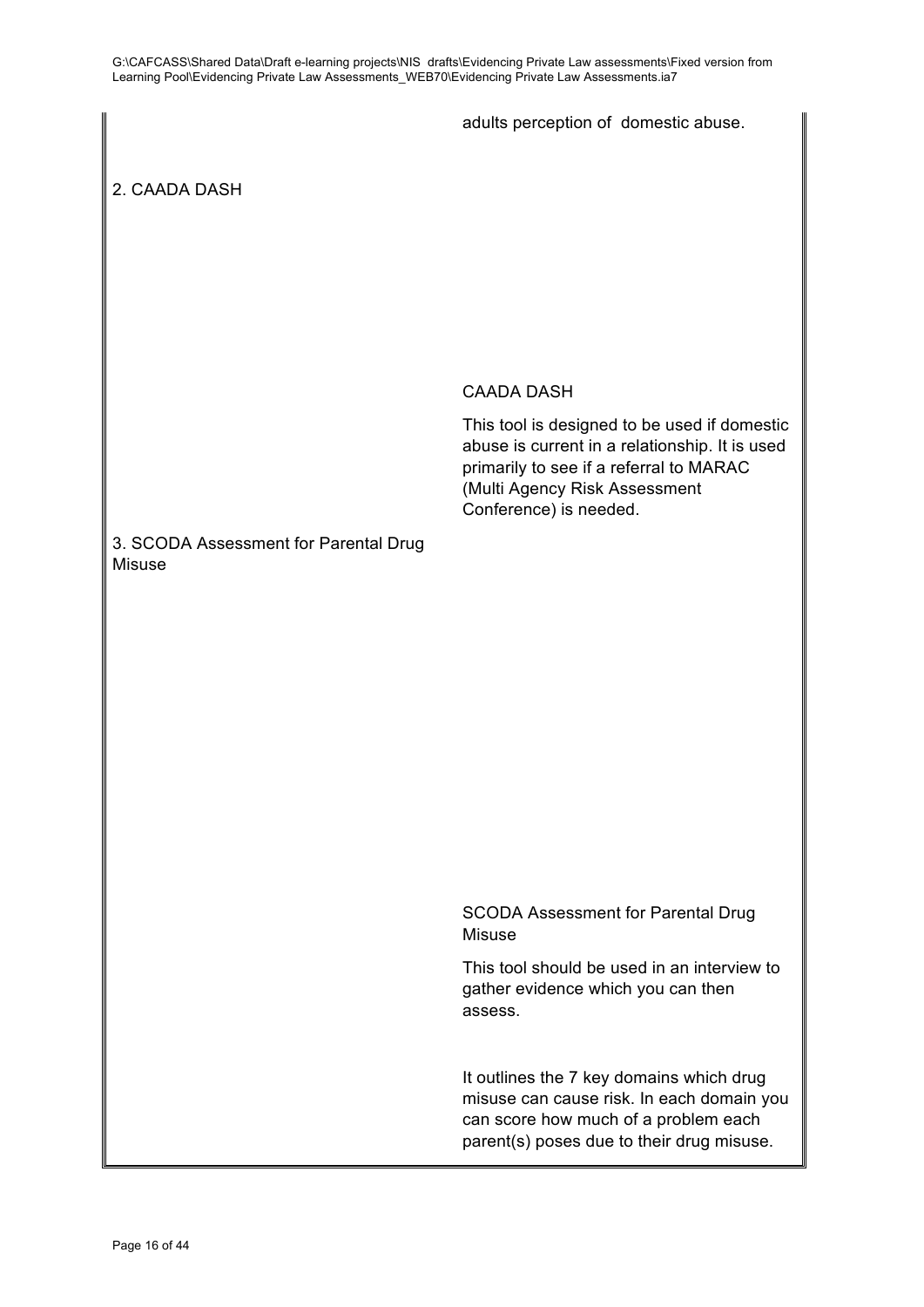adults perception of domestic abuse.

| | |
|---|---|
| 2. CAADA DASH | CAADA DASH<br><br>This tool is designed to be used if domestic abuse is current in a relationship. It is used primarily to see if a referral to MARAC (Multi Agency Risk Assessment Conference) is needed. |
| 3. SCODA Assessment for Parental Drug Misuse | SCODA Assessment for Parental Drug Misuse<br><br>This tool should be used in an interview to gather evidence which you can then assess.<br><br>It outlines the 7 key domains which drug misuse can cause risk. In each domain you can score how much of a problem each parent(s) poses due to their drug misuse. |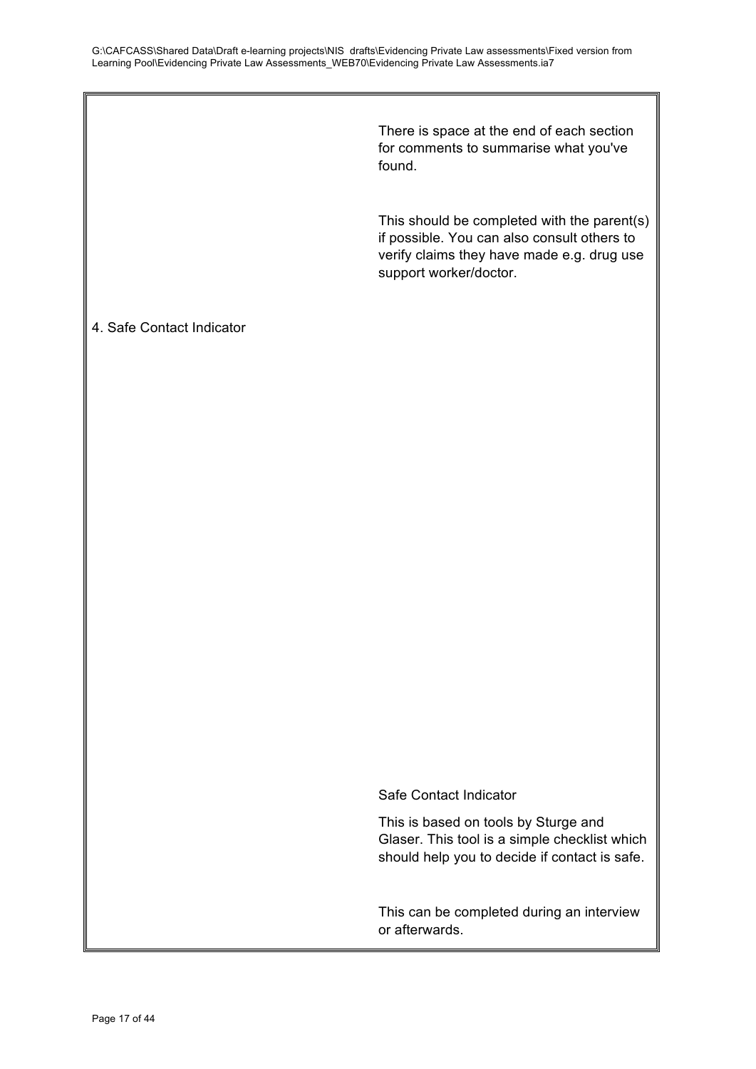There is space at the end of each section for comments to summarise what you've found.

This should be completed with the parent(s) if possible. You can also consult others to verify claims they have made e.g. drug use support worker/doctor.

4. Safe Contact Indicator

Safe Contact Indicator

This is based on tools by Sturge and Glaser. This tool is a simple checklist which should help you to decide if contact is safe.

This can be completed during an interview or afterwards.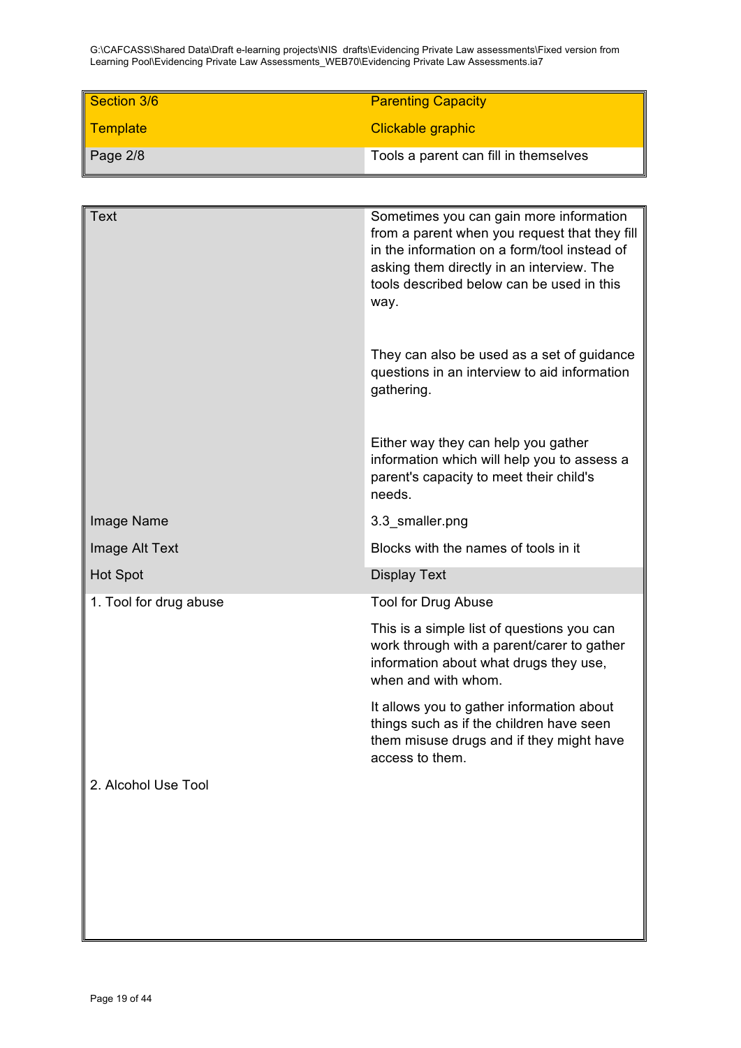G:\CAFCASS\Shared Data\Draft e-learning projects\NIS drafts\Evidencing Private Law assessments\Fixed version from Learning Pool\Evidencing Private Law Assessments_WEB70\Evidencing Private Law Assessments.ia7

| Section 3/6 | Parenting Capacity |
|---|---|
| Template | Clickable graphic |
| Page 2/8 | Tools a parent can fill in themselves |

| Text | Sometimes you can gain more information from a parent when you request that they fill in the information on a form/tool instead of asking them directly in an interview. The tools described below can be used in this way.<br><br>They can also be used as a set of guidance questions in an interview to aid information gathering.<br><br>Either way they can help you gather information which will help you to assess a parent's capacity to meet their child's needs. |
|---|---|
| Image Name | 3.3_smaller.png |
| Image Alt Text | Blocks with the names of tools in it |
| Hot Spot | Display Text |
| 1. Tool for drug abuse | Tool for Drug Abuse<br><br>This is a simple list of questions you can work through with a parent/carer to gather information about what drugs they use, when and with whom.<br><br>It allows you to gather information about things such as if the children have seen them misuse drugs and if they might have access to them. |
| 2. Alcohol Use Tool | |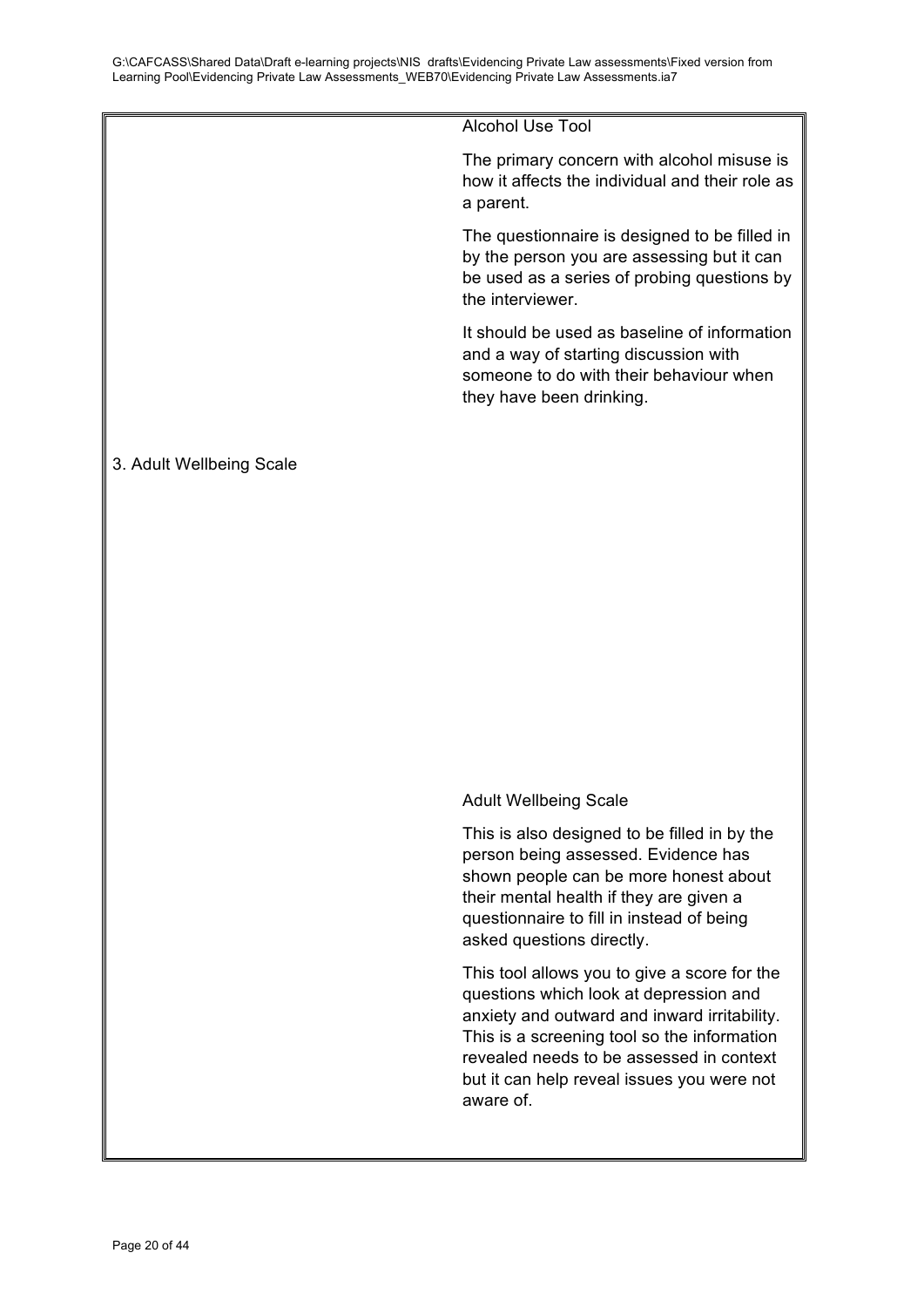| | |
|---|---|
| | Alcohol Use Tool<br><br>The primary concern with alcohol misuse is how it affects the individual and their role as a parent.<br><br>The questionnaire is designed to be filled in by the person you are assessing but it can be used as a series of probing questions by the interviewer.<br><br>It should be used as baseline of information and a way of starting discussion with someone to do with their behaviour when they have been drinking. |
| 3. Adult Wellbeing Scale | Adult Wellbeing Scale<br><br>This is also designed to be filled in by the person being assessed. Evidence has shown people can be more honest about their mental health if they are given a questionnaire to fill in instead of being asked questions directly.<br><br>This tool allows you to give a score for the questions which look at depression and anxiety and outward and inward irritability. This is a screening tool so the information revealed needs to be assessed in context but it can help reveal issues you were not aware of. |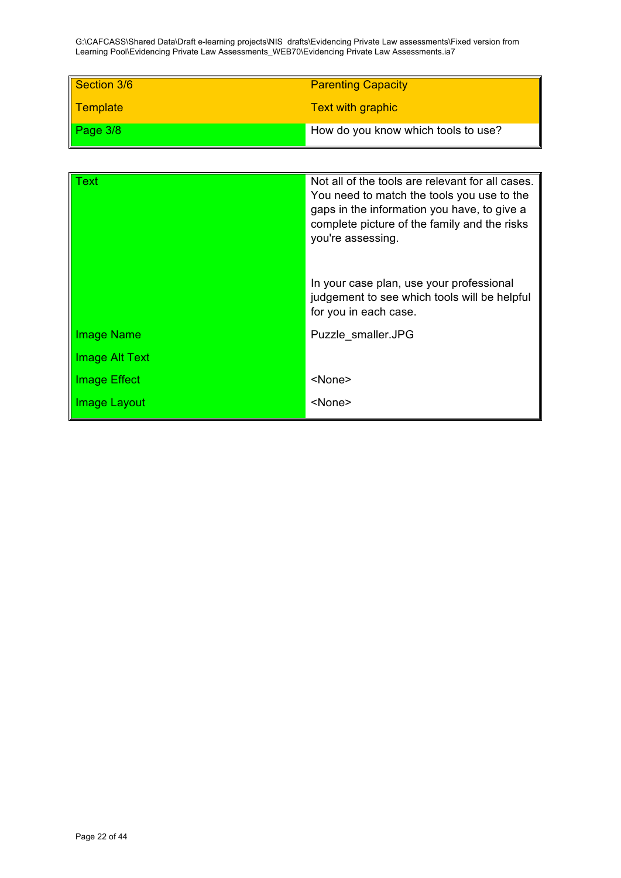G:\CAFCASS\Shared Data\Draft e-learning projects\NIS  drafts\Evidencing Private Law assessments\Fixed version from Learning Pool\Evidencing Private Law Assessments_WEB70\Evidencing Private Law Assessments.ia7

| Section 3/6 | Parenting Capacity |
|---|---|
| Template | Text with graphic |
| Page 3/8 | How do you know which tools to use? |

| Text | Not all of the tools are relevant for all cases. You need to match the tools you use to the gaps in the information you have, to give a complete picture of the family and the risks you're assessing.<br><br>In your case plan, use your professional judgement to see which tools will be helpful for you in each case. |
|---|---|
| Image Name | Puzzle_smaller.JPG |
| Image Alt Text | |
| Image Effect | <None> |
| Image Layout | <None> |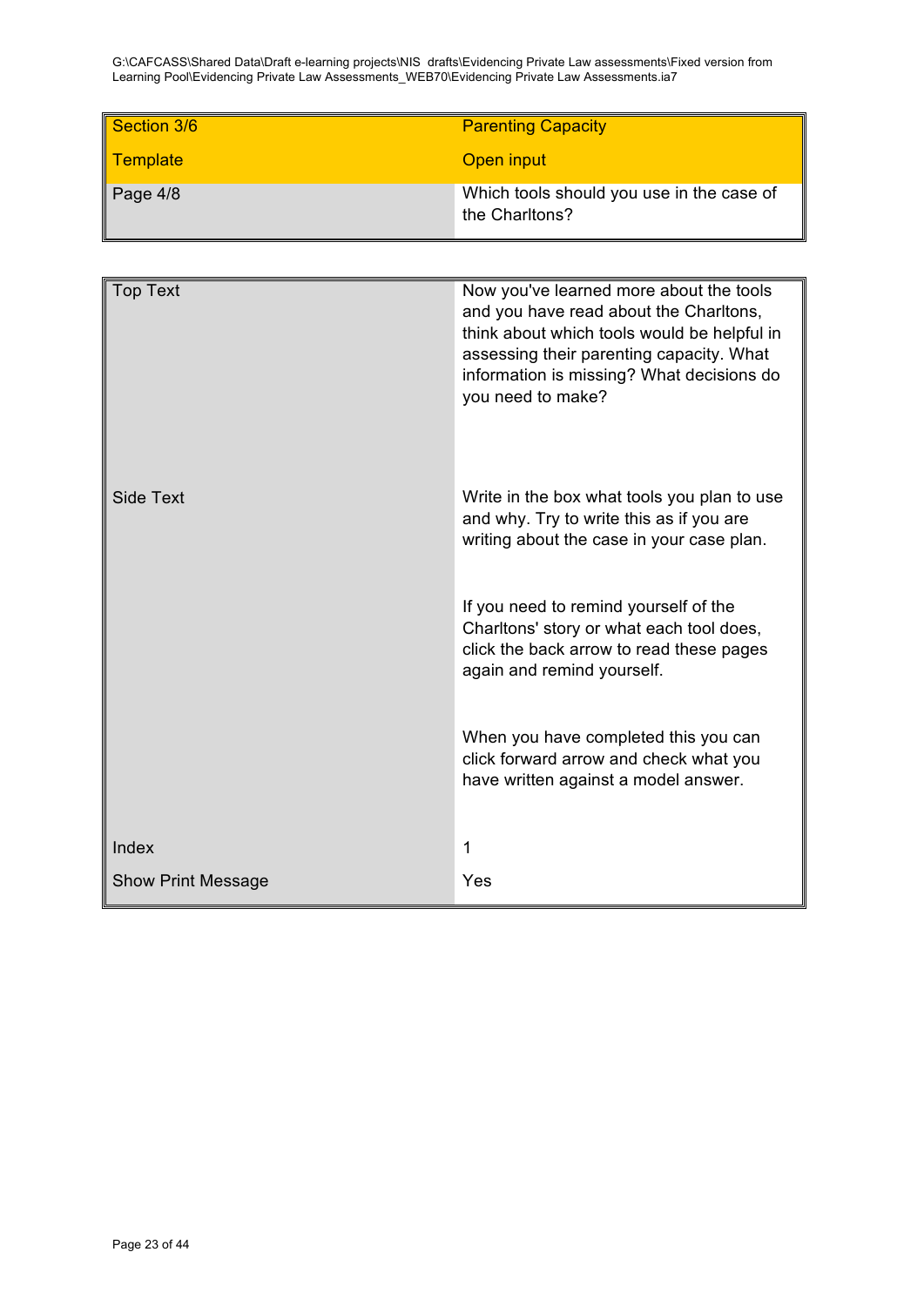G:\CAFCASS\Shared Data\Draft e-learning projects\NIS drafts\Evidencing Private Law assessments\Fixed version from Learning Pool\Evidencing Private Law Assessments_WEB70\Evidencing Private Law Assessments.ia7

| Section 3/6 | Parenting Capacity |
|---|---|
| Template | Open input |
| Page 4/8 | Which tools should you use in the case of the Charltons? |

| | |
|---|---|
| Top Text | Now you've learned more about the tools and you have read about the Charltons, think about which tools would be helpful in assessing their parenting capacity. What information is missing? What decisions do you need to make? |
| Side Text | Write in the box what tools you plan to use and why. Try to write this as if you are writing about the case in your case plan.<br><br>If you need to remind yourself of the Charltons' story or what each tool does, click the back arrow to read these pages again and remind yourself.<br><br>When you have completed this you can click forward arrow and check what you have written against a model answer. |
| Index | 1 |
| Show Print Message | Yes |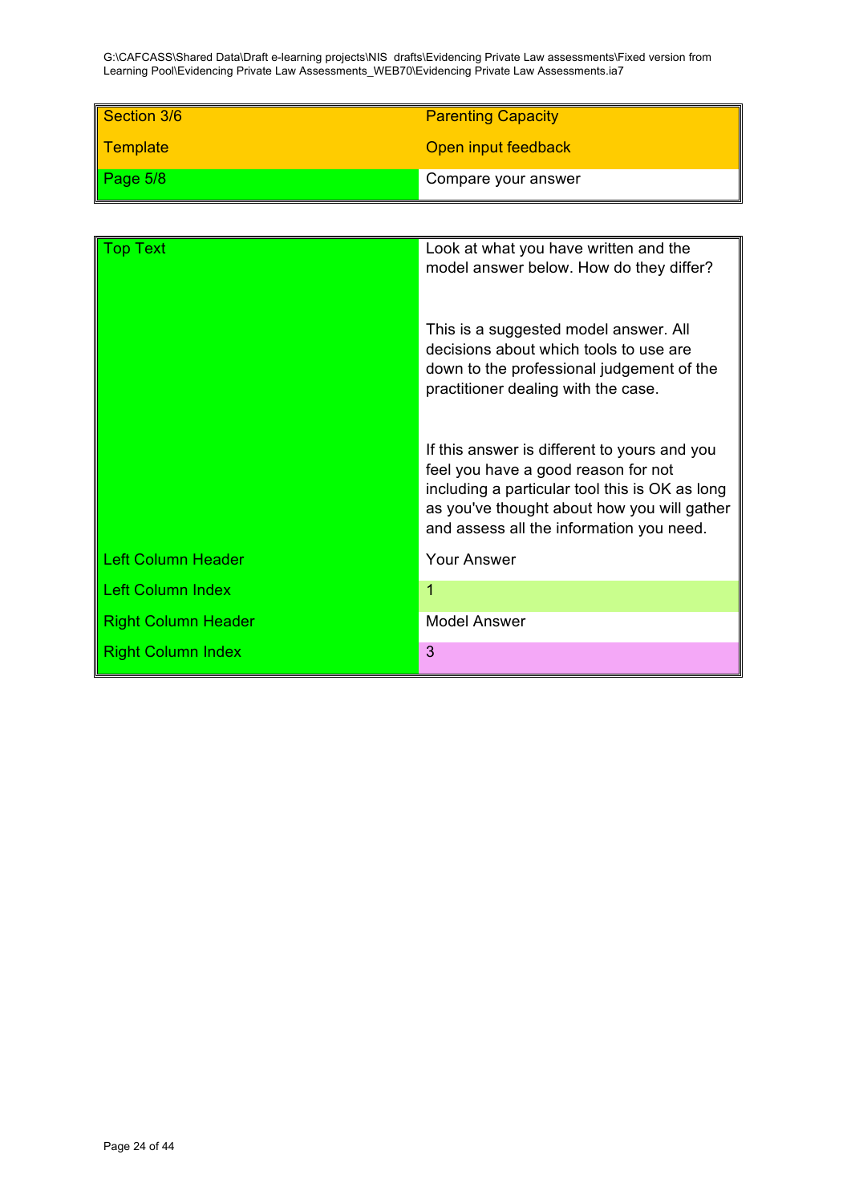G:\CAFCASS\Shared Data\Draft e-learning projects\NIS drafts\Evidencing Private Law assessments\Fixed version from Learning Pool\Evidencing Private Law Assessments_WEB70\Evidencing Private Law Assessments.ia7

| Section 3/6 | Parenting Capacity |
|---|---|
| Template | Open input feedback |
| Page 5/8 | Compare your answer |

| Top Text | Look at what you have written and the model answer below. How do they differ?<br><br>This is a suggested model answer. All decisions about which tools to use are down to the professional judgement of the practitioner dealing with the case.<br><br>If this answer is different to yours and you feel you have a good reason for not including a particular tool this is OK as long as you've thought about how you will gather and assess all the information you need. |
|---|---|
| Left Column Header | Your Answer |
| Left Column Index | 1 |
| Right Column Header | Model Answer |
| Right Column Index | 3 |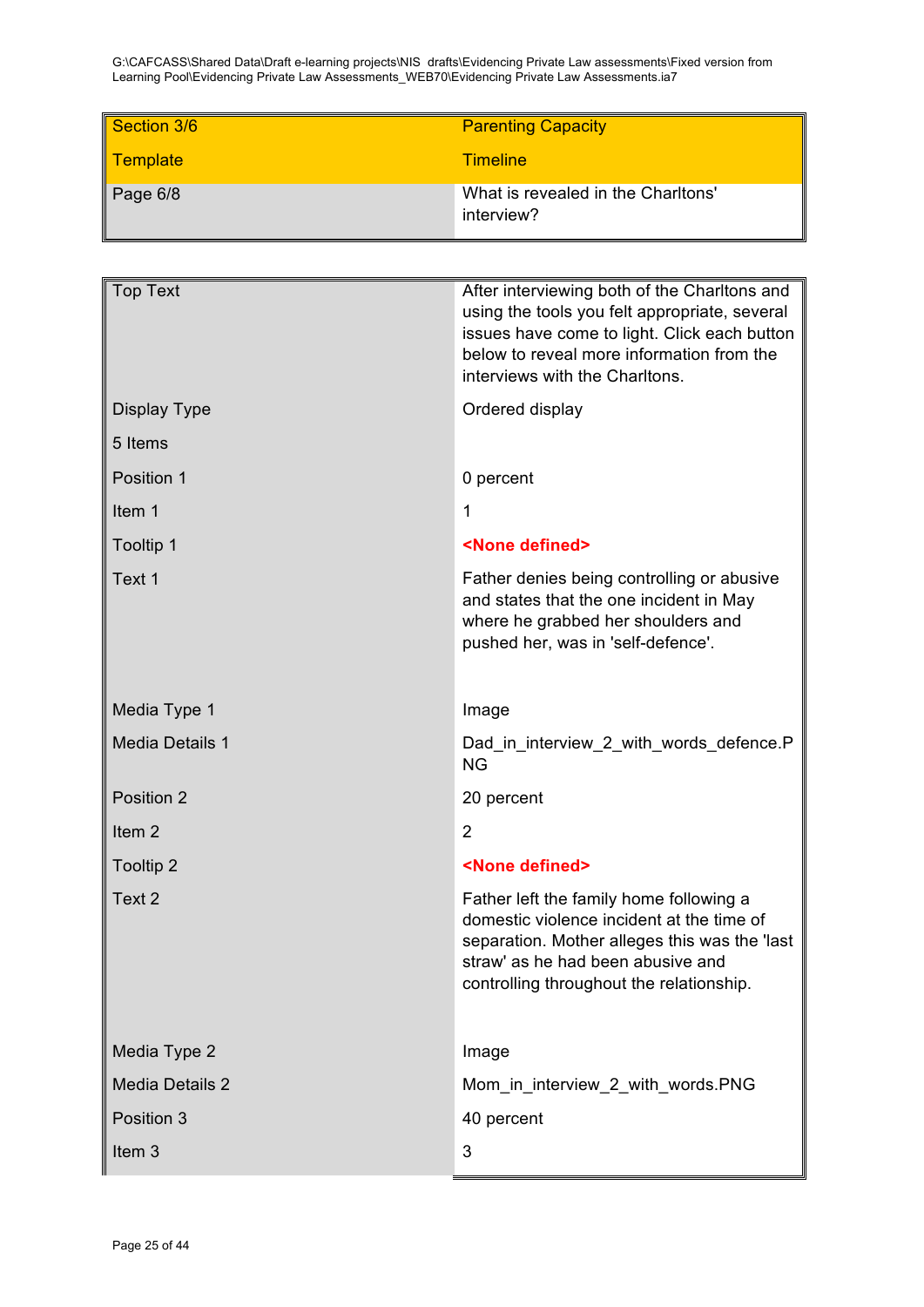G:\CAFCASS\Shared Data\Draft e-learning projects\NIS drafts\Evidencing Private Law assessments\Fixed version from Learning Pool\Evidencing Private Law Assessments_WEB70\Evidencing Private Law Assessments.ia7

| Section 3/6 | Parenting Capacity |
|---|---|
| Template | Timeline |
| Page 6/8 | What is revealed in the Charltons' interview? |

| | |
|---|---|
| Top Text | After interviewing both of the Charltons and using the tools you felt appropriate, several issues have come to light. Click each button below to reveal more information from the interviews with the Charltons. |
| Display Type | Ordered display |
| 5 Items | |
| Position 1 | 0 percent |
| Item 1 | 1 |
| Tooltip 1 | **<None defined>** |
| Text 1 | Father denies being controlling or abusive and states that the one incident in May where he grabbed her shoulders and pushed her, was in 'self-defence'. |
| Media Type 1 | Image |
| Media Details 1 | Dad_in_interview_2_with_words_defence.PNG |
| Position 2 | 20 percent |
| Item 2 | 2 |
| Tooltip 2 | **<None defined>** |
| Text 2 | Father left the family home following a domestic violence incident at the time of separation. Mother alleges this was the 'last straw' as he had been abusive and controlling throughout the relationship. |
| Media Type 2 | Image |
| Media Details 2 | Mom_in_interview_2_with_words.PNG |
| Position 3 | 40 percent |
| Item 3 | 3 |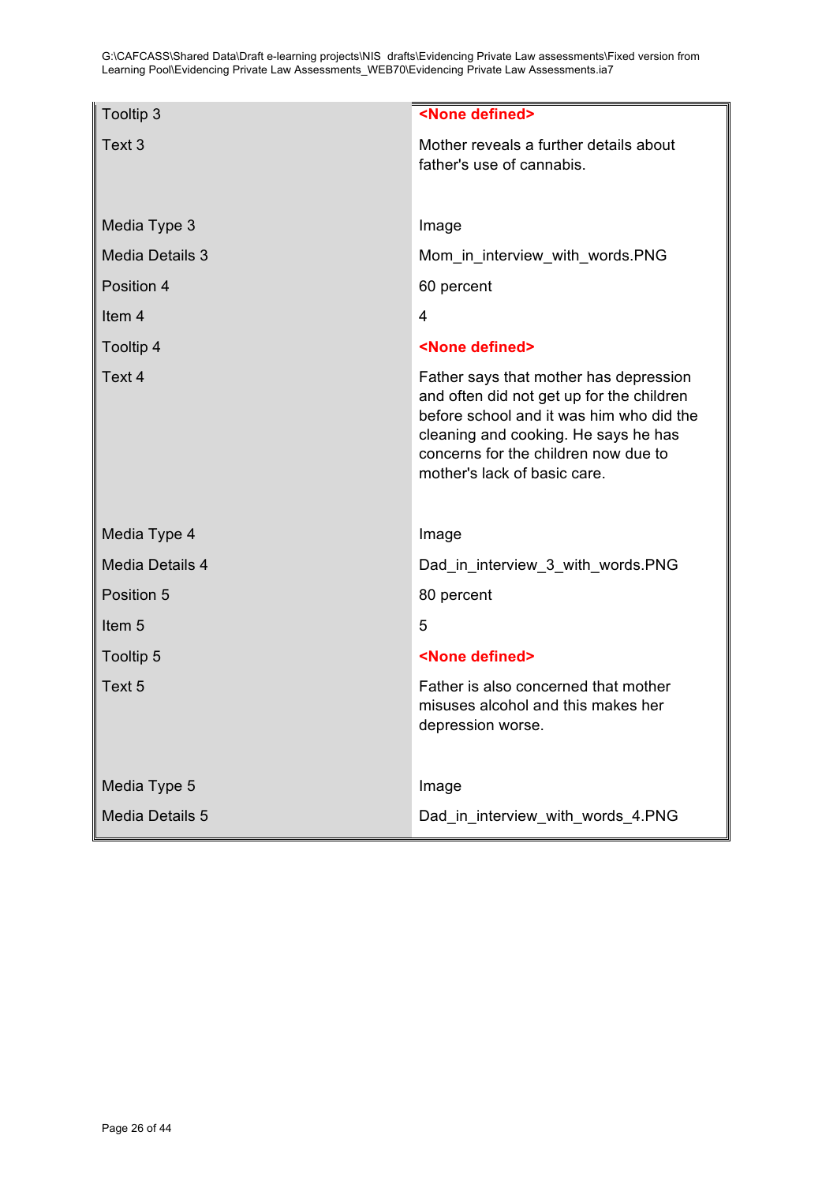| | |
|---|---|
| Tooltip 3 | **<None defined>** |
| Text 3 | Mother reveals a further details about father's use of cannabis. |
| Media Type 3 | Image |
| Media Details 3 | Mom_in_interview_with_words.PNG |
| Position 4 | 60 percent |
| Item 4 | 4 |
| Tooltip 4 | **<None defined>** |
| Text 4 | Father says that mother has depression and often did not get up for the children before school and it was him who did the cleaning and cooking. He says he has concerns for the children now due to mother's lack of basic care. |
| Media Type 4 | Image |
| Media Details 4 | Dad_in_interview_3_with_words.PNG |
| Position 5 | 80 percent |
| Item 5 | 5 |
| Tooltip 5 | **<None defined>** |
| Text 5 | Father is also concerned that mother misuses alcohol and this makes her depression worse. |
| Media Type 5 | Image |
| Media Details 5 | Dad_in_interview_with_words_4.PNG |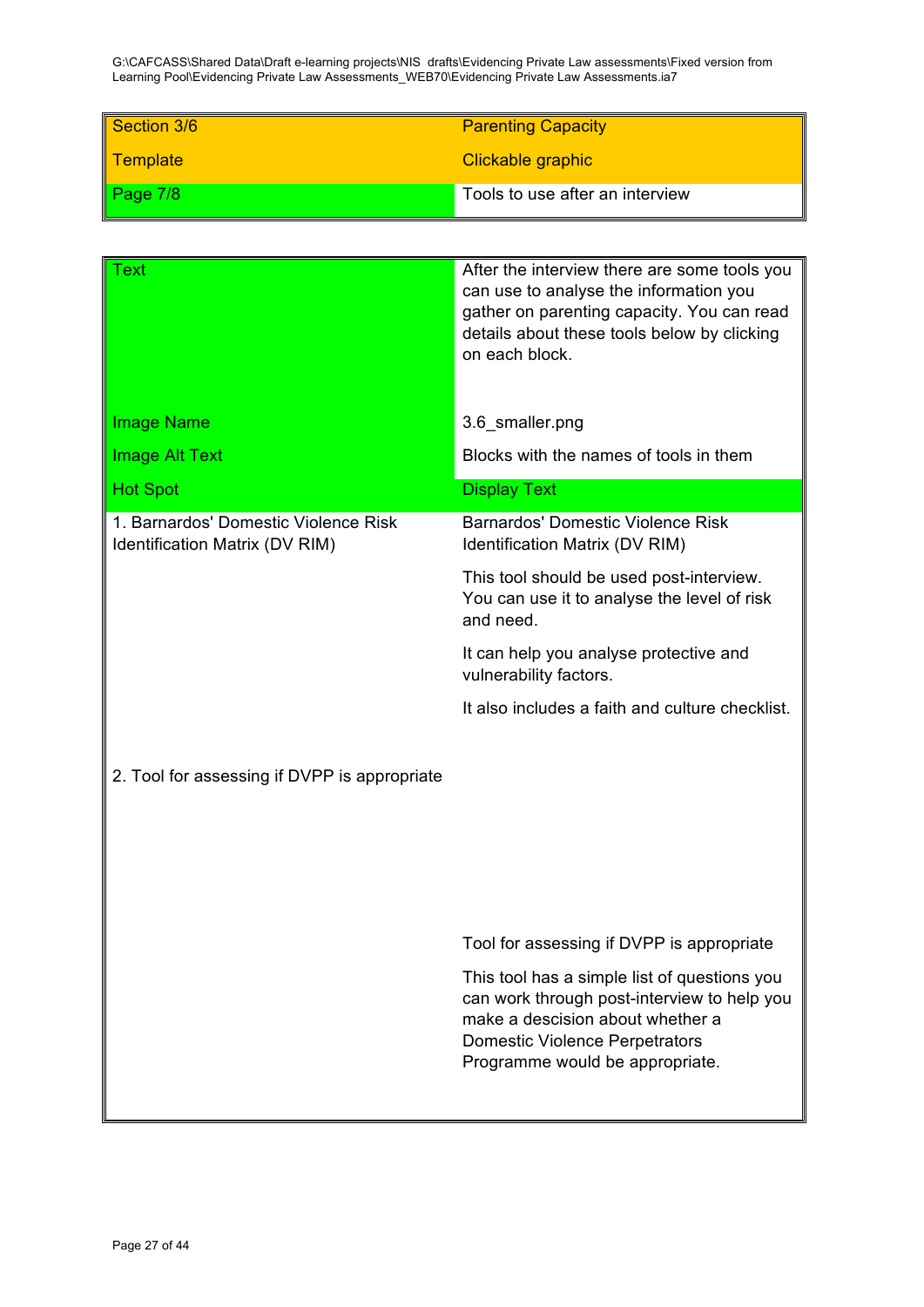G:\CAFCASS\Shared Data\Draft e-learning projects\NIS drafts\Evidencing Private Law assessments\Fixed version from Learning Pool\Evidencing Private Law Assessments_WEB70\Evidencing Private Law Assessments.ia7

| Section 3/6 | Parenting Capacity |
|---|---|
| Template | Clickable graphic |
| Page 7/8 | Tools to use after an interview |

| Text | After the interview there are some tools you can use to analyse the information you gather on parenting capacity. You can read details about these tools below by clicking on each block. |
|---|---|
| Image Name | 3.6_smaller.png |
| Image Alt Text | Blocks with the names of tools in them |
| **Hot Spot** | **Display Text** |
| 1. Barnardos' Domestic Violence Risk Identification Matrix (DV RIM) | Barnardos' Domestic Violence Risk Identification Matrix (DV RIM)<br><br>This tool should be used post-interview. You can use it to analyse the level of risk and need.<br><br>It can help you analyse protective and vulnerability factors.<br><br>It also includes a faith and culture checklist. |
| 2. Tool for assessing if DVPP is appropriate | Tool for assessing if DVPP is appropriate<br><br>This tool has a simple list of questions you can work through post-interview to help you make a descision about whether a Domestic Violence Perpetrators Programme would be appropriate. |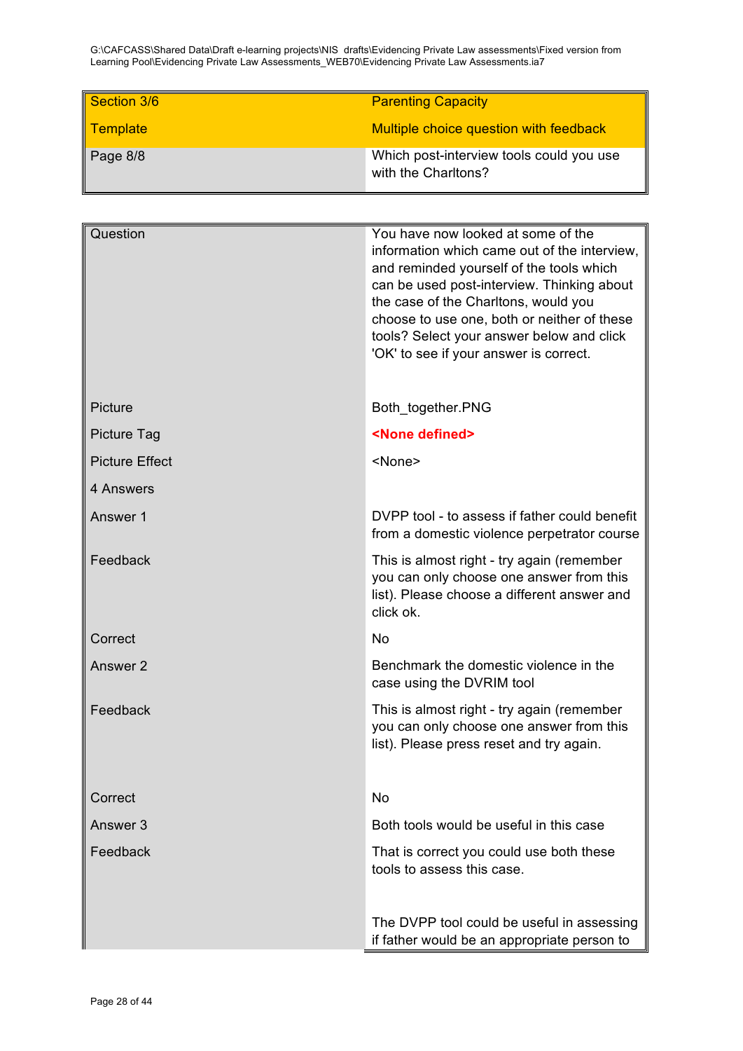G:\CAFCASS\Shared Data\Draft e-learning projects\NIS drafts\Evidencing Private Law assessments\Fixed version from Learning Pool\Evidencing Private Law Assessments_WEB70\Evidencing Private Law Assessments.ia7

| Section 3/6 | Parenting Capacity |
| --- | --- |
| Template | Multiple choice question with feedback |
| Page 8/8 | Which post-interview tools could you use with the Charltons? |

| Question | You have now looked at some of the information which came out of the interview, and reminded yourself of the tools which can be used post-interview. Thinking about the case of the Charltons, would you choose to use one, both or neither of these tools? Select your answer below and click 'OK' to see if your answer is correct. |
| --- | --- |
| Picture | Both_together.PNG |
| Picture Tag | **<None defined>** |
| Picture Effect | <None> |
| 4 Answers | |
| Answer 1 | DVPP tool - to assess if father could benefit from a domestic violence perpetrator course |
| Feedback | This is almost right - try again (remember you can only choose one answer from this list). Please choose a different answer and click ok. |
| Correct | No |
| Answer 2 | Benchmark the domestic violence in the case using the DVRIM tool |
| Feedback | This is almost right - try again (remember you can only choose one answer from this list). Please press reset and try again. |
| Correct | No |
| Answer 3 | Both tools would be useful in this case |
| Feedback | That is correct you could use both these tools to assess this case.<br><br>The DVPP tool could be useful in assessing if father would be an appropriate person to |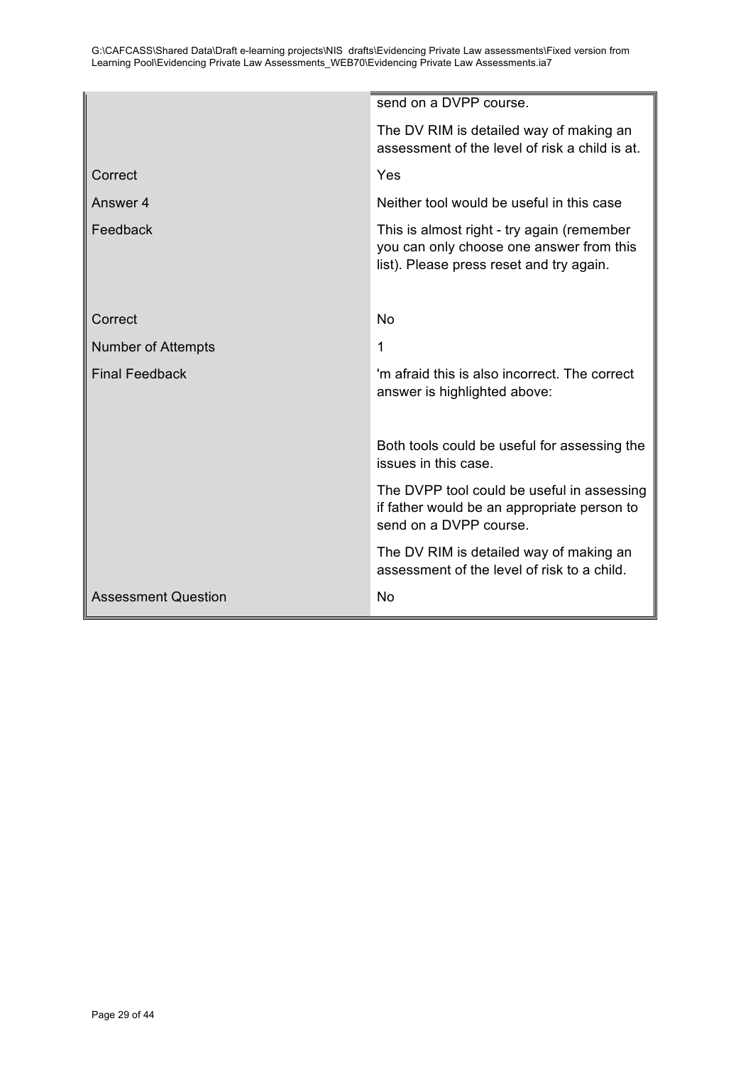| | |
|---|---|
| | send on a DVPP course.<br><br>The DV RIM is detailed way of making an assessment of the level of risk a child is at. |
| Correct | Yes |
| Answer 4 | Neither tool would be useful in this case |
| Feedback | This is almost right - try again (remember you can only choose one answer from this list). Please press reset and try again. |
| Correct | No |
| Number of Attempts | 1 |
| Final Feedback | 'm afraid this is also incorrect. The correct answer is highlighted above:<br><br>Both tools could be useful for assessing the issues in this case.<br><br>The DVPP tool could be useful in assessing if father would be an appropriate person to send on a DVPP course.<br><br>The DV RIM is detailed way of making an assessment of the level of risk to a child. |
| Assessment Question | No |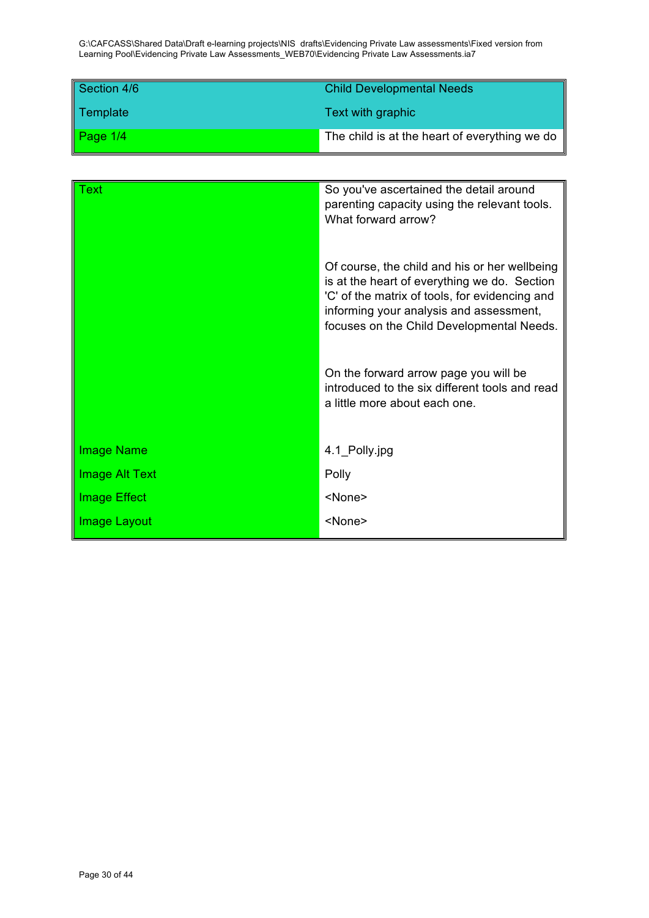G:\CAFCASS\Shared Data\Draft e-learning projects\NIS drafts\Evidencing Private Law assessments\Fixed version from Learning Pool\Evidencing Private Law Assessments_WEB70\Evidencing Private Law Assessments.ia7

| | |
|---|---|
| Section 4/6 | Child Developmental Needs |
| Template | Text with graphic |
| Page 1/4 | The child is at the heart of everything we do |

| | |
|---|---|
| Text | So you've ascertained the detail around parenting capacity using the relevant tools. What forward arrow?<br><br>Of course, the child and his or her wellbeing is at the heart of everything we do. Section 'C' of the matrix of tools, for evidencing and informing your analysis and assessment, focuses on the Child Developmental Needs.<br><br>On the forward arrow page you will be introduced to the six different tools and read a little more about each one. |
| Image Name | 4.1_Polly.jpg |
| Image Alt Text | Polly |
| Image Effect | <None> |
| Image Layout | <None> |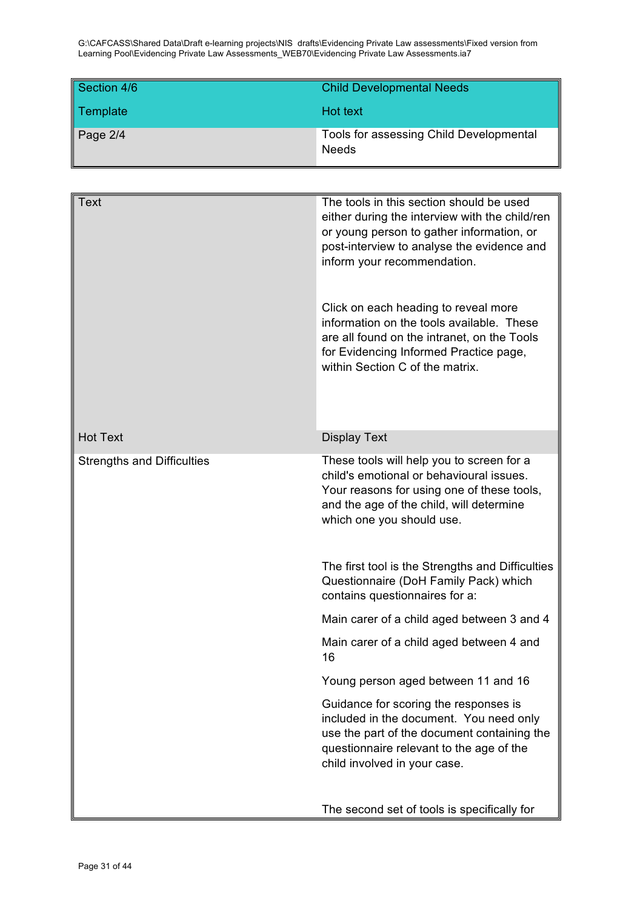G:\CAFCASS\Shared Data\Draft e-learning projects\NIS drafts\Evidencing Private Law assessments\Fixed version from Learning Pool\Evidencing Private Law Assessments_WEB70\Evidencing Private Law Assessments.ia7

| Section 4/6 | Child Developmental Needs |
|---|---|
| Template | Hot text |
| Page 2/4 | Tools for assessing Child Developmental Needs |

| Text | The tools in this section should be used either during the interview with the child/ren or young person to gather information, or post-interview to analyse the evidence and inform your recommendation.<br><br>Click on each heading to reveal more information on the tools available. These are all found on the intranet, on the Tools for Evidencing Informed Practice page, within Section C of the matrix. |
|---|---|
| **Hot Text** | **Display Text** |
| Strengths and Difficulties | These tools will help you to screen for a child's emotional or behavioural issues. Your reasons for using one of these tools, and the age of the child, will determine which one you should use.<br><br>The first tool is the Strengths and Difficulties Questionnaire (DoH Family Pack) which contains questionnaires for a:<br><br>Main carer of a child aged between 3 and 4<br><br>Main carer of a child aged between 4 and 16<br><br>Young person aged between 11 and 16<br><br>Guidance for scoring the responses is included in the document. You need only use the part of the document containing the questionnaire relevant to the age of the child involved in your case.<br><br>The second set of tools is specifically for |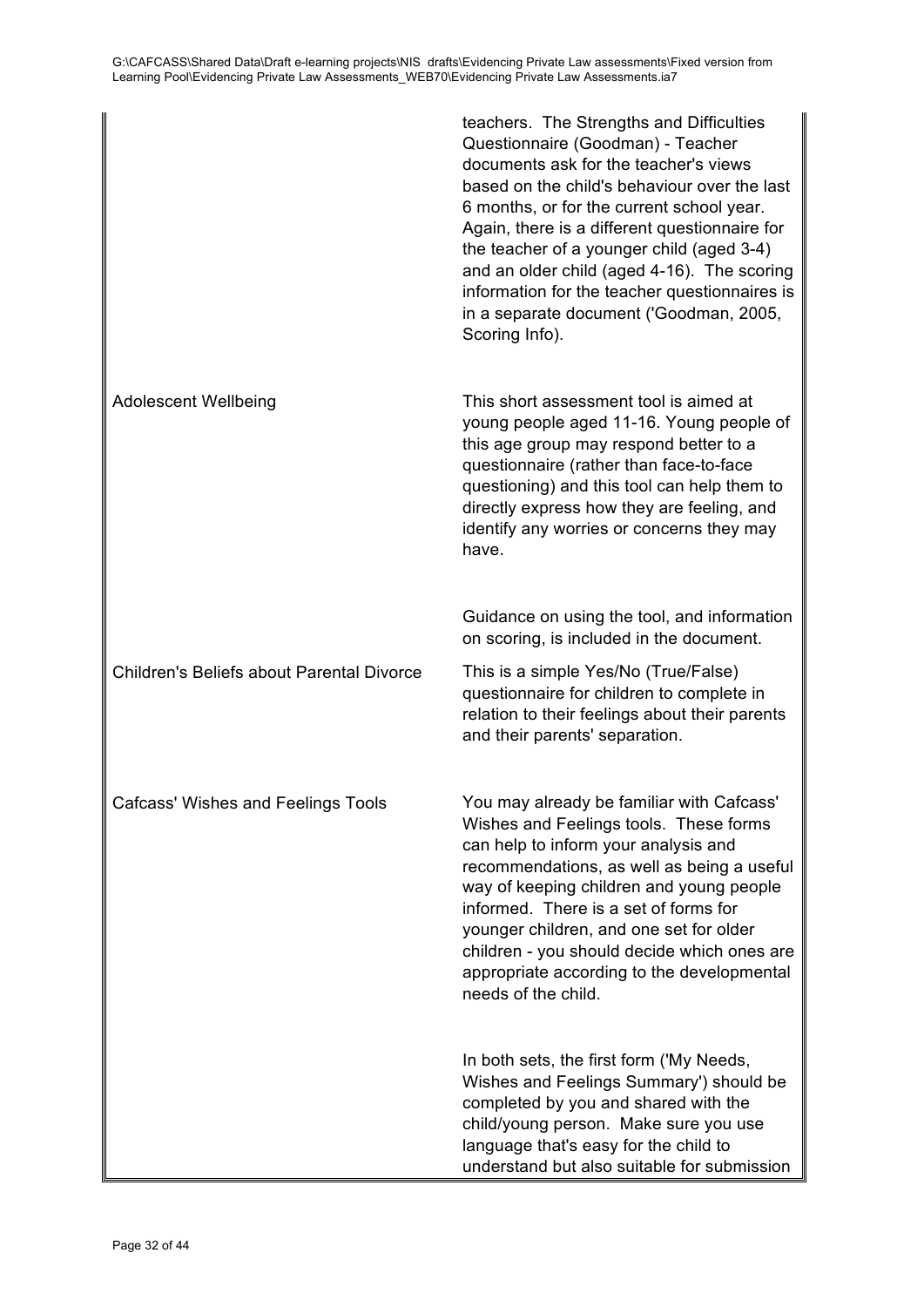| | |
|---|---|
| | teachers. The Strengths and Difficulties Questionnaire (Goodman) - Teacher documents ask for the teacher's views based on the child's behaviour over the last 6 months, or for the current school year. Again, there is a different questionnaire for the teacher of a younger child (aged 3-4) and an older child (aged 4-16). The scoring information for the teacher questionnaires is in a separate document ('Goodman, 2005, Scoring Info). |
| Adolescent Wellbeing | This short assessment tool is aimed at young people aged 11-16. Young people of this age group may respond better to a questionnaire (rather than face-to-face questioning) and this tool can help them to directly express how they are feeling, and identify any worries or concerns they may have. |
| | Guidance on using the tool, and information on scoring, is included in the document. |
| Children's Beliefs about Parental Divorce | This is a simple Yes/No (True/False) questionnaire for children to complete in relation to their feelings about their parents and their parents' separation. |
| Cafcass' Wishes and Feelings Tools | You may already be familiar with Cafcass' Wishes and Feelings tools. These forms can help to inform your analysis and recommendations, as well as being a useful way of keeping children and young people informed. There is a set of forms for younger children, and one set for older children - you should decide which ones are appropriate according to the developmental needs of the child. |
| | In both sets, the first form ('My Needs, Wishes and Feelings Summary') should be completed by you and shared with the child/young person. Make sure you use language that's easy for the child to understand but also suitable for submission |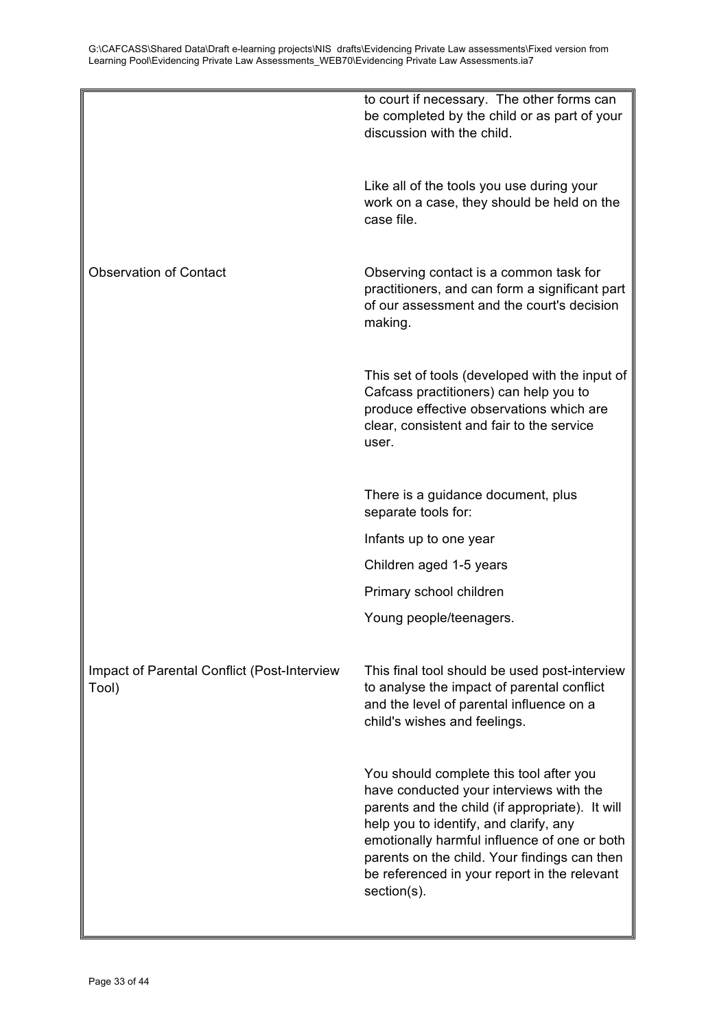| | |
|---|---|
| | to court if necessary. The other forms can be completed by the child or as part of your discussion with the child. |
| | Like all of the tools you use during your work on a case, they should be held on the case file. |
| Observation of Contact | Observing contact is a common task for practitioners, and can form a significant part of our assessment and the court's decision making. |
| | This set of tools (developed with the input of Cafcass practitioners) can help you to produce effective observations which are clear, consistent and fair to the service user. |
| | There is a guidance document, plus separate tools for:<br>Infants up to one year<br>Children aged 1-5 years<br>Primary school children<br>Young people/teenagers. |
| Impact of Parental Conflict (Post-Interview Tool) | This final tool should be used post-interview to analyse the impact of parental conflict and the level of parental influence on a child's wishes and feelings. |
| | You should complete this tool after you have conducted your interviews with the parents and the child (if appropriate). It will help you to identify, and clarify, any emotionally harmful influence of one or both parents on the child. Your findings can then be referenced in your report in the relevant section(s). |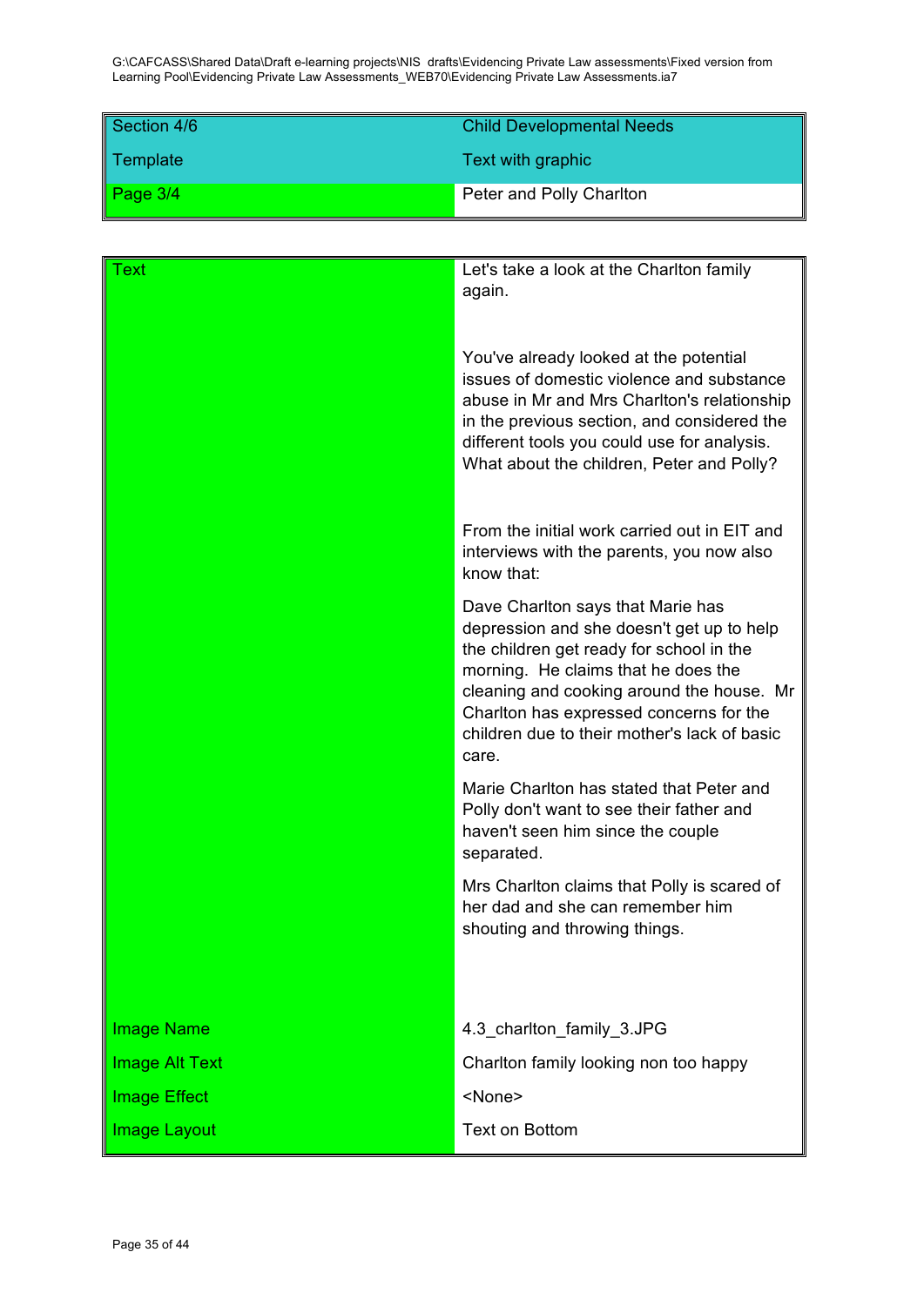G:\CAFCASS\Shared Data\Draft e-learning projects\NIS drafts\Evidencing Private Law assessments\Fixed version from Learning Pool\Evidencing Private Law Assessments_WEB70\Evidencing Private Law Assessments.ia7

| Section 4/6 | Child Developmental Needs |
| --- | --- |
| Template | Text with graphic |
| Page 3/4 | Peter and Polly Charlton |

| Text | Let's take a look at the Charlton family again.<br><br>You've already looked at the potential issues of domestic violence and substance abuse in Mr and Mrs Charlton's relationship in the previous section, and considered the different tools you could use for analysis. What about the children, Peter and Polly?<br><br>From the initial work carried out in EIT and interviews with the parents, you now also know that:<br><br>Dave Charlton says that Marie has depression and she doesn't get up to help the children get ready for school in the morning. He claims that he does the cleaning and cooking around the house. Mr Charlton has expressed concerns for the children due to their mother's lack of basic care.<br><br>Marie Charlton has stated that Peter and Polly don't want to see their father and haven't seen him since the couple separated.<br><br>Mrs Charlton claims that Polly is scared of her dad and she can remember him shouting and throwing things. |
| --- | --- |
| Image Name | 4.3_charlton_family_3.JPG |
| Image Alt Text | Charlton family looking non too happy |
| Image Effect | <None> |
| Image Layout | Text on Bottom |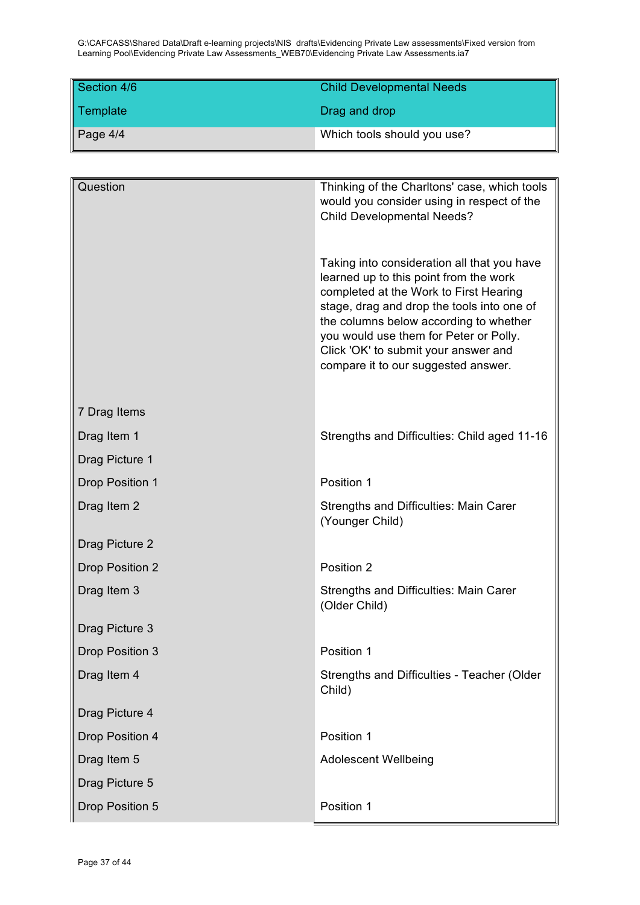G:\CAFCASS\Shared Data\Draft e-learning projects\NIS drafts\Evidencing Private Law assessments\Fixed version from Learning Pool\Evidencing Private Law Assessments_WEB70\Evidencing Private Law Assessments.ia7

| Section 4/6 | Child Developmental Needs |
|---|---|
| Template | Drag and drop |
| Page 4/4 | Which tools should you use? |

| Question | Thinking of the Charltons' case, which tools would you consider using in respect of the Child Developmental Needs?<br><br>Taking into consideration all that you have learned up to this point from the work completed at the Work to First Hearing stage, drag and drop the tools into one of the columns below according to whether you would use them for Peter or Polly. Click 'OK' to submit your answer and compare it to our suggested answer. |
|---|---|
| 7 Drag Items | |
| Drag Item 1 | Strengths and Difficulties: Child aged 11-16 |
| Drag Picture 1 | |
| Drop Position 1 | Position 1 |
| Drag Item 2 | Strengths and Difficulties: Main Carer (Younger Child) |
| Drag Picture 2 | |
| Drop Position 2 | Position 2 |
| Drag Item 3 | Strengths and Difficulties: Main Carer (Older Child) |
| Drag Picture 3 | |
| Drop Position 3 | Position 1 |
| Drag Item 4 | Strengths and Difficulties - Teacher (Older Child) |
| Drag Picture 4 | |
| Drop Position 4 | Position 1 |
| Drag Item 5 | Adolescent Wellbeing |
| Drag Picture 5 | |
| Drop Position 5 | Position 1 |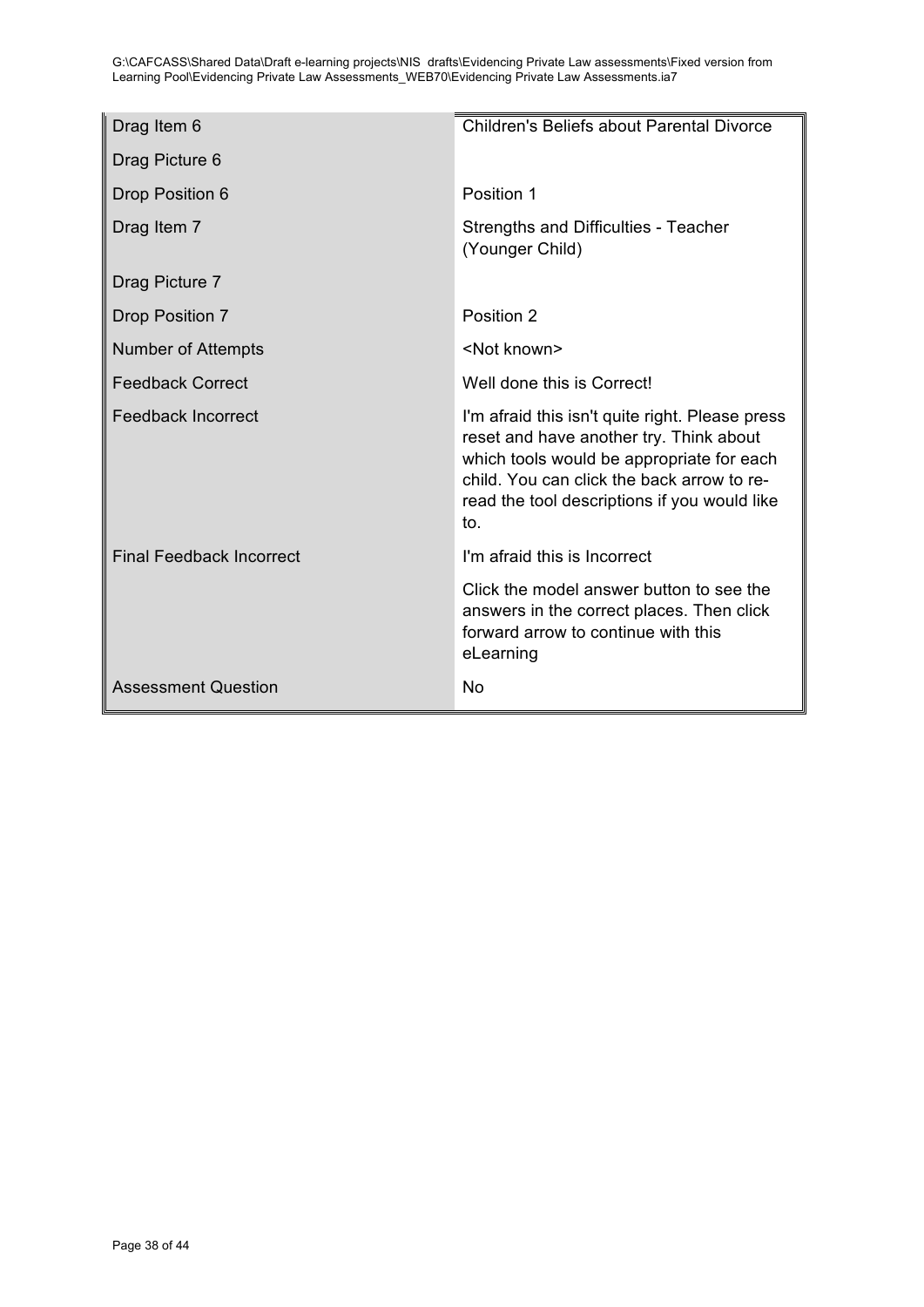| | |
|---|---|
| Drag Item 6 | Children's Beliefs about Parental Divorce |
| Drag Picture 6 | |
| Drop Position 6 | Position 1 |
| Drag Item 7 | Strengths and Difficulties - Teacher (Younger Child) |
| Drag Picture 7 | |
| Drop Position 7 | Position 2 |
| Number of Attempts | <Not known> |
| Feedback Correct | Well done this is Correct! |
| Feedback Incorrect | I'm afraid this isn't quite right. Please press reset and have another try. Think about which tools would be appropriate for each child. You can click the back arrow to re-read the tool descriptions if you would like to. |
| Final Feedback Incorrect | I'm afraid this is Incorrect<br><br>Click the model answer button to see the answers in the correct places. Then click forward arrow to continue with this eLearning |
| Assessment Question | No |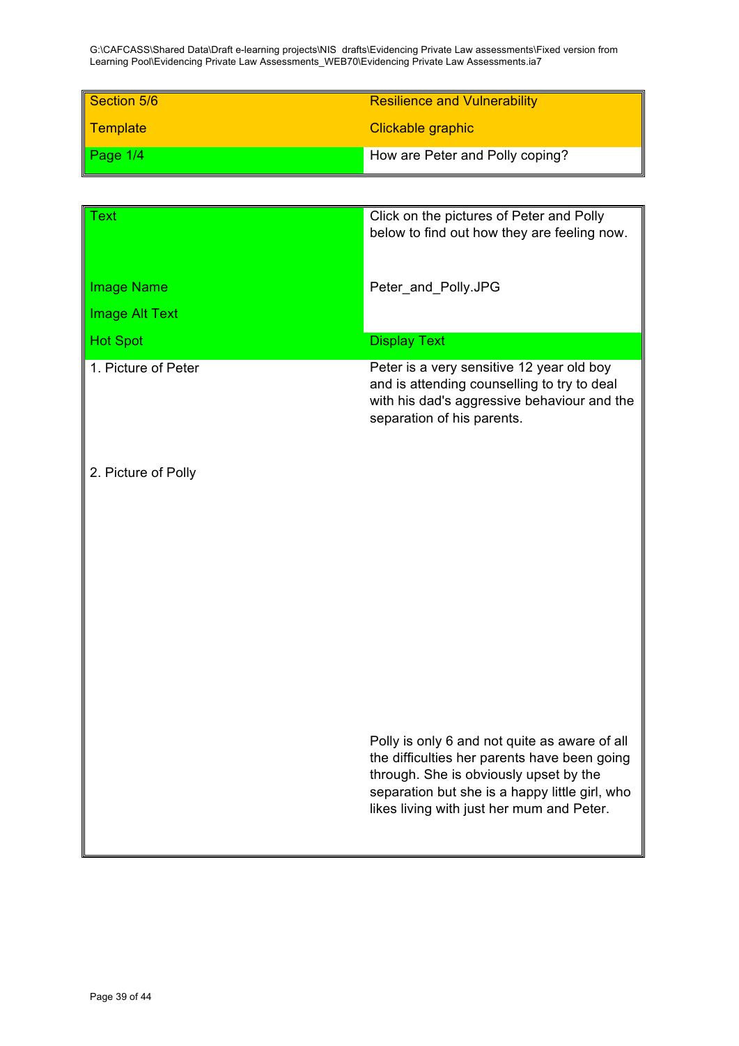G:\CAFCASS\Shared Data\Draft e-learning projects\NIS drafts\Evidencing Private Law assessments\Fixed version from Learning Pool\Evidencing Private Law Assessments_WEB70\Evidencing Private Law Assessments.ia7

| Section 5/6 | Resilience and Vulnerability |
|---|---|
| Template | Clickable graphic |
| Page 1/4 | How are Peter and Polly coping? |

| Text | Click on the pictures of Peter and Polly below to find out how they are feeling now. |
|---|---|
| Image Name | Peter_and_Polly.JPG |
| Image Alt Text | |
| Hot Spot | Display Text |
| 1. Picture of Peter | Peter is a very sensitive 12 year old boy and is attending counselling to try to deal with his dad's aggressive behaviour and the separation of his parents. |
| 2. Picture of Polly | Polly is only 6 and not quite as aware of all the difficulties her parents have been going through. She is obviously upset by the separation but she is a happy little girl, who likes living with just her mum and Peter. |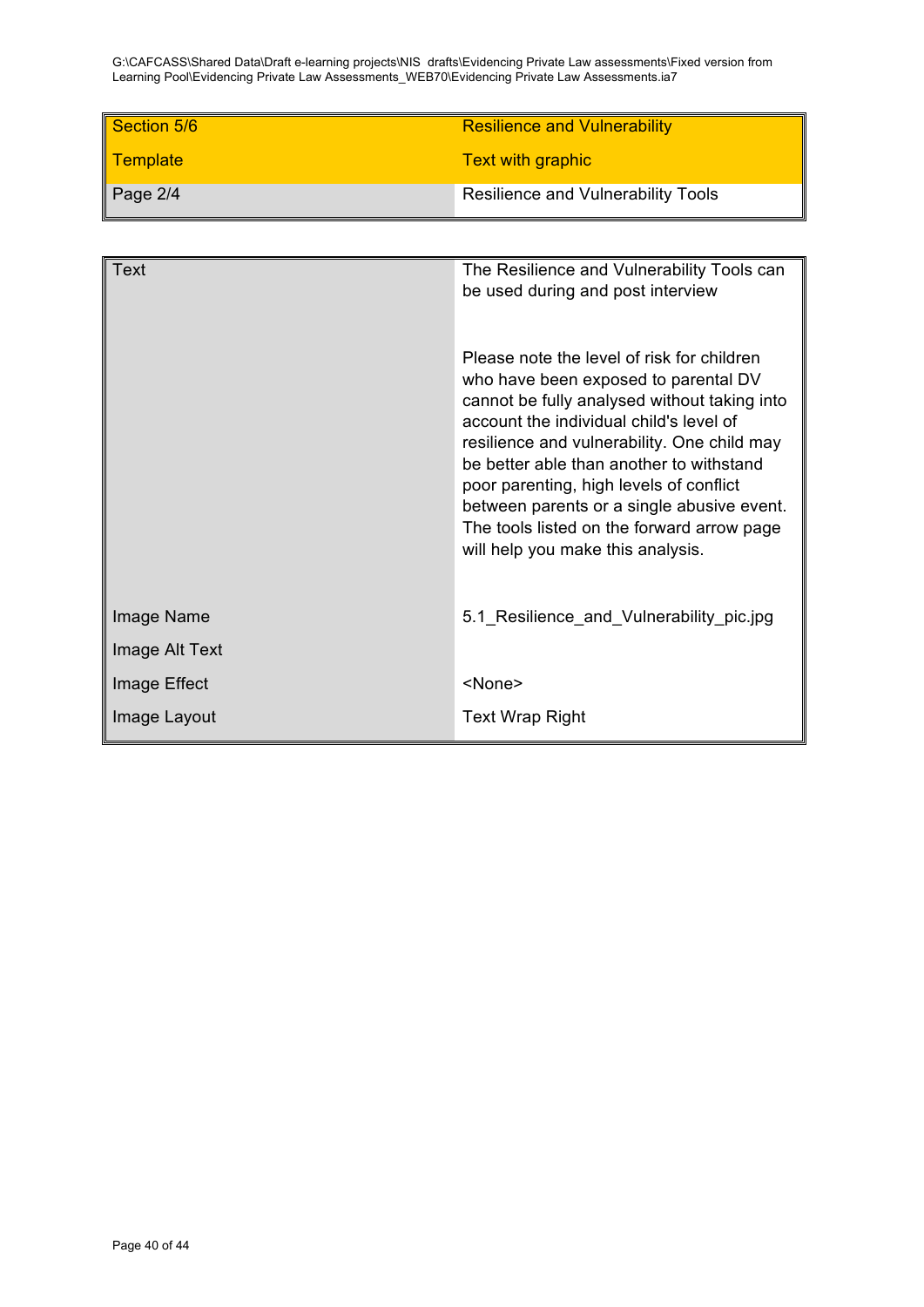G:\CAFCASS\Shared Data\Draft e-learning projects\NIS drafts\Evidencing Private Law assessments\Fixed version from Learning Pool\Evidencing Private Law Assessments_WEB70\Evidencing Private Law Assessments.ia7

| Section 5/6 | Resilience and Vulnerability |
|---|---|
| Template | Text with graphic |
| Page 2/4 | Resilience and Vulnerability Tools |

| Text | The Resilience and Vulnerability Tools can be used during and post interview<br><br>Please note the level of risk for children who have been exposed to parental DV cannot be fully analysed without taking into account the individual child's level of resilience and vulnerability. One child may be better able than another to withstand poor parenting, high levels of conflict between parents or a single abusive event. The tools listed on the forward arrow page will help you make this analysis. |
|---|---|
| Image Name | 5.1_Resilience_and_Vulnerability_pic.jpg |
| Image Alt Text | |
| Image Effect | <None> |
| Image Layout | Text Wrap Right |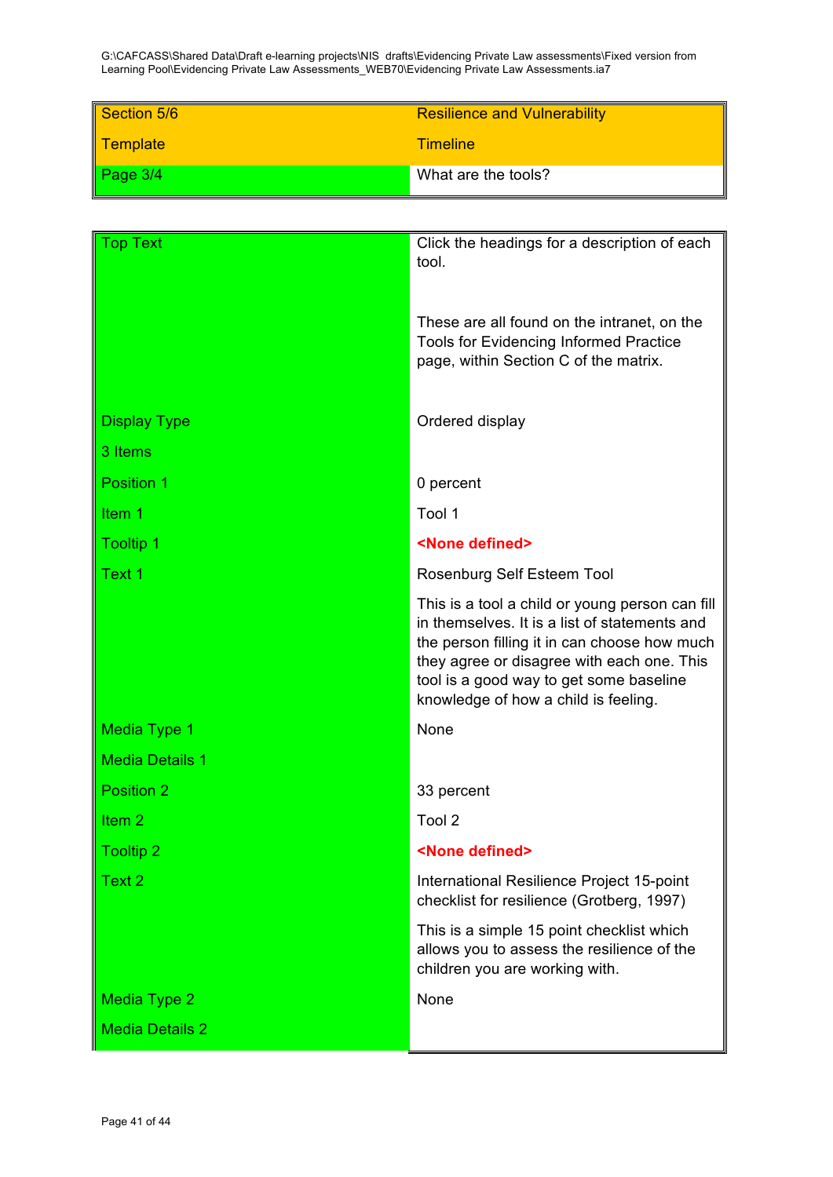G:\CAFCASS\Shared Data\Draft e-learning projects\NIS drafts\Evidencing Private Law assessments\Fixed version from Learning Pool\Evidencing Private Law Assessments_WEB70\Evidencing Private Law Assessments.ia7

| Section 5/6 | Resilience and Vulnerability |
| --- | --- |
| Template | Timeline |
| Page 3/4 | What are the tools? |

| Top Text | Click the headings for a description of each tool.<br><br>These are all found on the intranet, on the Tools for Evidencing Informed Practice page, within Section C of the matrix. |
| --- | --- |
| Display Type | Ordered display |
| 3 Items | |
| Position 1 | 0 percent |
| Item 1 | Tool 1 |
| Tooltip 1 | **<None defined>** |
| Text 1 | Rosenburg Self Esteem Tool<br><br>This is a tool a child or young person can fill in themselves. It is a list of statements and the person filling it in can choose how much they agree or disagree with each one. This tool is a good way to get some baseline knowledge of how a child is feeling. |
| Media Type 1 | None |
| Media Details 1 | |
| Position 2 | 33 percent |
| Item 2 | Tool 2 |
| Tooltip 2 | **<None defined>** |
| Text 2 | International Resilience Project 15-point checklist for resilience (Grotberg, 1997)<br><br>This is a simple 15 point checklist which allows you to assess the resilience of the children you are working with. |
| Media Type 2 | None |
| Media Details 2 | |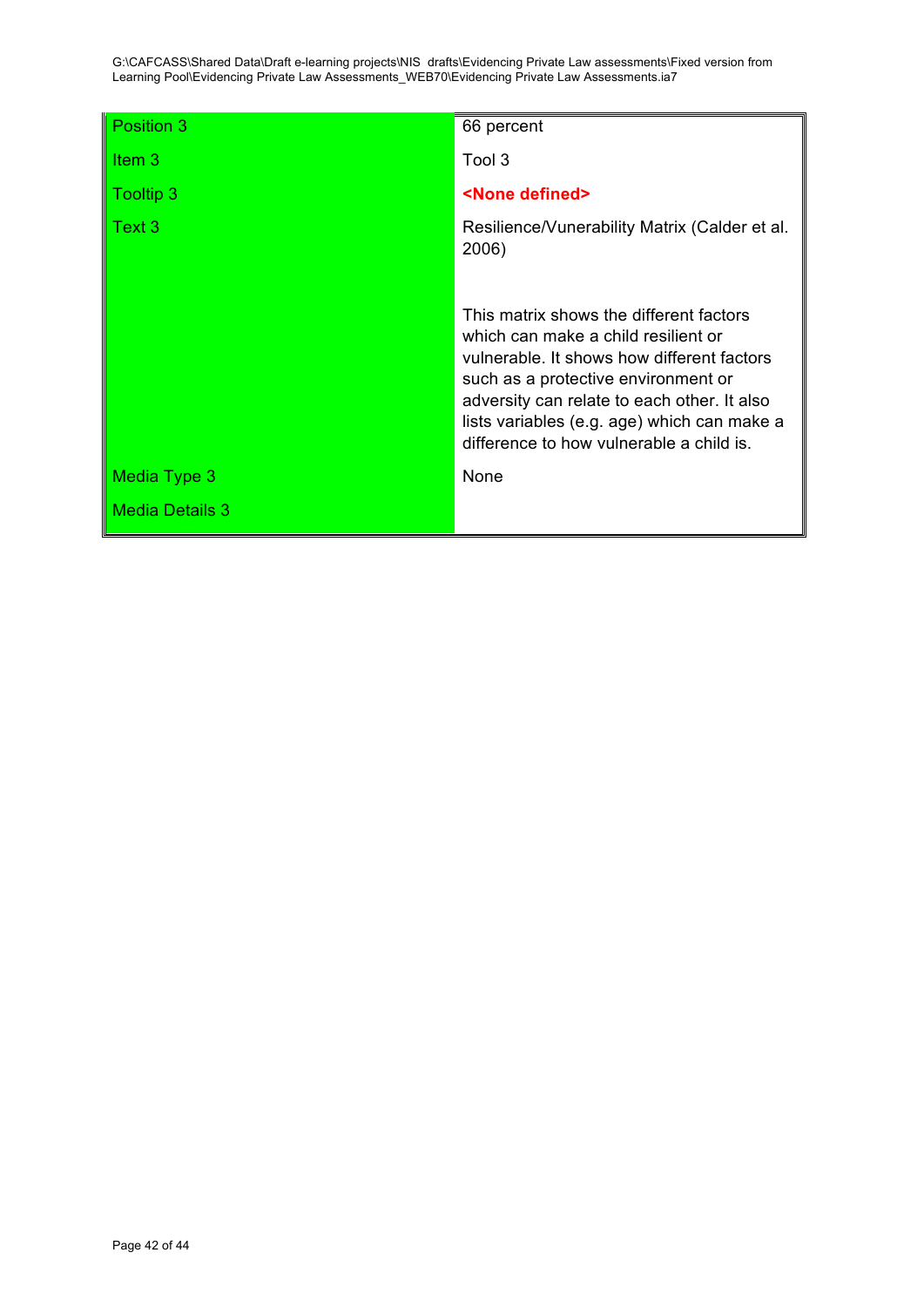| Position 3 | 66 percent |
|---|---|
| Item 3 | Tool 3 |
| Tooltip 3 | **<None defined>** |
| Text 3 | Resilience/Vunerability Matrix (Calder et al. 2006)<br><br>This matrix shows the different factors which can make a child resilient or vulnerable. It shows how different factors such as a protective environment or adversity can relate to each other. It also lists variables (e.g. age) which can make a difference to how vulnerable a child is. |
| Media Type 3 | None |
| Media Details 3 | |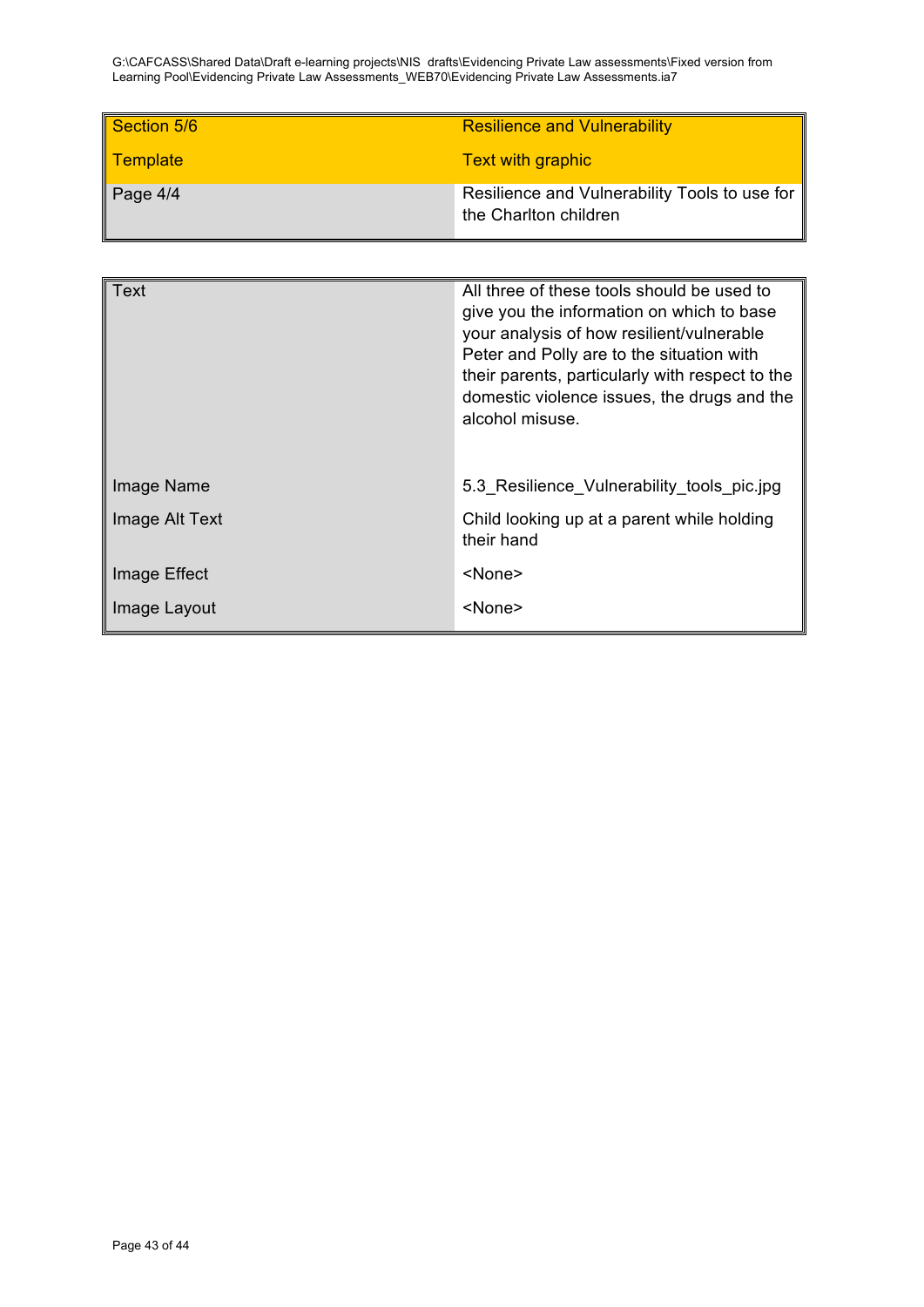G:\CAFCASS\Shared Data\Draft e-learning projects\NIS drafts\Evidencing Private Law assessments\Fixed version from Learning Pool\Evidencing Private Law Assessments_WEB70\Evidencing Private Law Assessments.ia7

| Section 5/6 | Resilience and Vulnerability |
| --- | --- |
| Template | Text with graphic |
| Page 4/4 | Resilience and Vulnerability Tools to use for the Charlton children |

| Text | All three of these tools should be used to give you the information on which to base your analysis of how resilient/vulnerable Peter and Polly are to the situation with their parents, particularly with respect to the domestic violence issues, the drugs and the alcohol misuse. |
| --- | --- |
| Image Name | 5.3_Resilience_Vulnerability_tools_pic.jpg |
| Image Alt Text | Child looking up at a parent while holding their hand |
| Image Effect | <None> |
| Image Layout | <None> |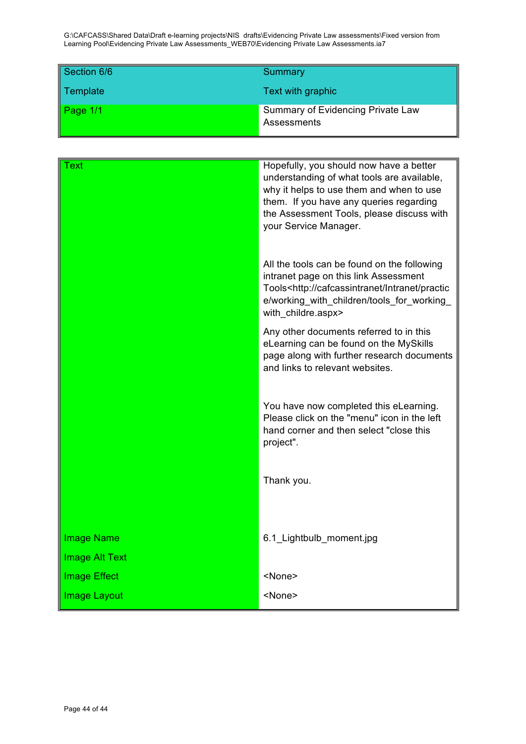G:\CAFCASS\Shared Data\Draft e-learning projects\NIS drafts\Evidencing Private Law assessments\Fixed version from Learning Pool\Evidencing Private Law Assessments_WEB70\Evidencing Private Law Assessments.ia7

| | |
|---|---|
| Section 6/6 | Summary |
| Template | Text with graphic |
| Page 1/1 | Summary of Evidencing Private Law Assessments |

| | |
|---|---|
| Text | Hopefully, you should now have a better understanding of what tools are available, why it helps to use them and when to use them. If you have any queries regarding the Assessment Tools, please discuss with your Service Manager.<br><br>All the tools can be found on the following intranet page on this link Assessment Tools<http://cafcassintranet/Intranet/practice/working_with_children/tools_for_working_with_childre.aspx><br><br>Any other documents referred to in this eLearning can be found on the MySkills page along with further research documents and links to relevant websites.<br><br>You have now completed this eLearning. Please click on the "menu" icon in the left hand corner and then select "close this project".<br><br>Thank you. |
| Image Name | 6.1_Lightbulb_moment.jpg |
| Image Alt Text | |
| Image Effect | <None> |
| Image Layout | <None> |